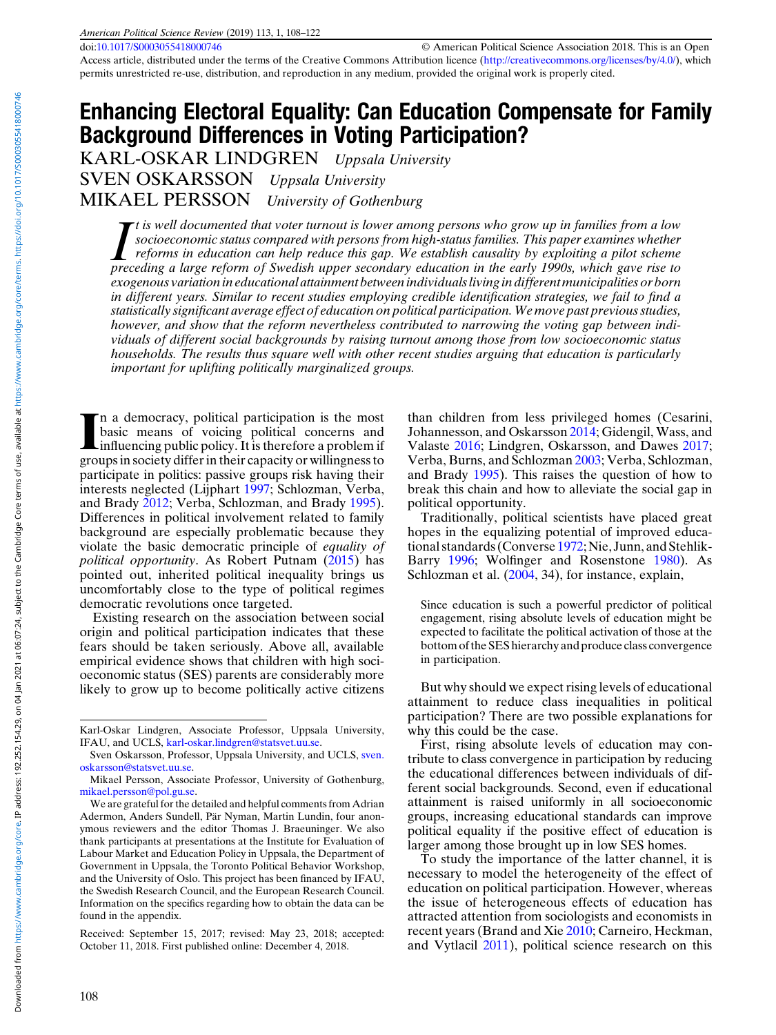doi:10.1017/S0003055418000746 © American Political Science Association 2018. This is an Open Access article, distributed under the terms of the Creative Commons Attribution licence (http://creativecommons.org/licenses/by/4.0/), which permits unrestricted re-use, distribution, and reproduction in any medium, provided the original work is properly cited.

# Enhancing Electoral Equality: Can Education Compensate for Family Background Differences in Voting Participation?

KARL-OSKAR LINDGREN *Uppsala University*

SVEN OSKARSSON *Uppsala University*

MIKAEL PERSSON *University of Gothenburg*

*It is well documented that voter turnout is lower among persons who grow up in families from a low socioeconomic status compared with persons from high-status families. This paper examines whether reforms in education can help reduce this gap. We establish causality by exploiting a pilot scheme preceding a large reform of Swedish upper secondary education in the early 1990s, which gave rise to exogenous variation in educational attainment between individuals living in different municipalities or born in different years. Similar to recent studies employing credible identification strategies, we fail to find a statistically significant average effect of education on political participation. We move past previous studies, however, and show that the reform nevertheless contributed to narrowing the voting gap between individuals of different social backgrounds by raising turnout among those from low socioeconomic status households. The results thus square well with other recent studies arguing that education is particularly important for uplifting politically marginalized groups.*

In a democracy, political participation is the most basic means of voicing political concerns and influencing public policy. It is therefore a problem if groups in society differ in their capacity or willingness to participate in politics: passive groups risk having their interests neglected (Lijphart 1997; Schlozman, Verba, and Brady 2012; Verba, Schlozman, and Brady 1995). Differences in political involvement related to family background are especially problematic because they violate the basic democratic principle of *equality of political opportunity*. As Robert Putnam (2015) has pointed out, inherited political inequality brings us uncomfortably close to the type of political regimes democratic revolutions once targeted.

Existing research on the association between social origin and political participation indicates that these fears should be taken seriously. Above all, available empirical evidence shows that children with high socioeconomic status (SES) parents are considerably more likely to grow up to become politically active citizens than children from less privileged homes (Cesarini, Johannesson, and Oskarsson 2014; Gidengil, Wass, and Valaste 2016; Lindgren, Oskarsson, and Dawes 2017; Verba, Burns, and Schlozman 2003; Verba, Schlozman, and Brady 1995). This raises the question of how to break this chain and how to alleviate the social gap in political opportunity.

Traditionally, political scientists have placed great hopes in the equalizing potential of improved educational standards (Converse 1972; Nie, Junn, and Stehlik-Barry 1996; Wolfinger and Rosenstone 1980). As Schlozman et al. (2004, 34), for instance, explain,

> Since education is such a powerful predictor of political engagement, rising absolute levels of education might be expected to facilitate the political activation of those at the bottom of the SES hierarchy and produce class convergence in participation.

But why should we expect rising levels of educational attainment to reduce class inequalities in political participation? There are two possible explanations for why this could be the case.

First, rising absolute levels of education may contribute to class convergence in participation by reducing the educational differences between individuals of different social backgrounds. Second, even if educational attainment is raised uniformly in all socioeconomic groups, increasing educational standards can improve political equality if the positive effect of education is larger among those brought up in low SES homes.

To study the importance of the latter channel, it is necessary to model the heterogeneity of the effect of education on political participation. However, whereas the issue of heterogeneous effects of education has attracted attention from sociologists and economists in recent years (Brand and Xie 2010; Carneiro, Heckman, and Vytlacil 2011), political science research on this

---

Karl-Oskar Lindgren, Associate Professor, Uppsala University, IFAU, and UCLS, karl-oskar.lindgren@statsvet.uu.se.

Sven Oskarsson, Professor, Uppsala University, and UCLS, sven.oskarsson@statsvet.uu.se.

Mikael Persson, Associate Professor, University of Gothenburg, mikael.persson@pol.gu.se.

We are grateful for the detailed and helpful comments from Adrian Adermon, Anders Sundell, Pär Nyman, Martin Lundin, four anonymous reviewers and the editor Thomas J. Braeuninger. We also thank participants at presentations at the Institute for Evaluation of Labour Market and Education Policy in Uppsala, the Department of Government in Uppsala, the Toronto Political Behavior Workshop, and the University of Oslo. This project has been financed by IFAU, the Swedish Research Council, and the European Research Council. Information on the specifics regarding how to obtain the data can be found in the appendix.

Received: September 15, 2017; revised: May 23, 2018; accepted: October 11, 2018. First published online: December 4, 2018.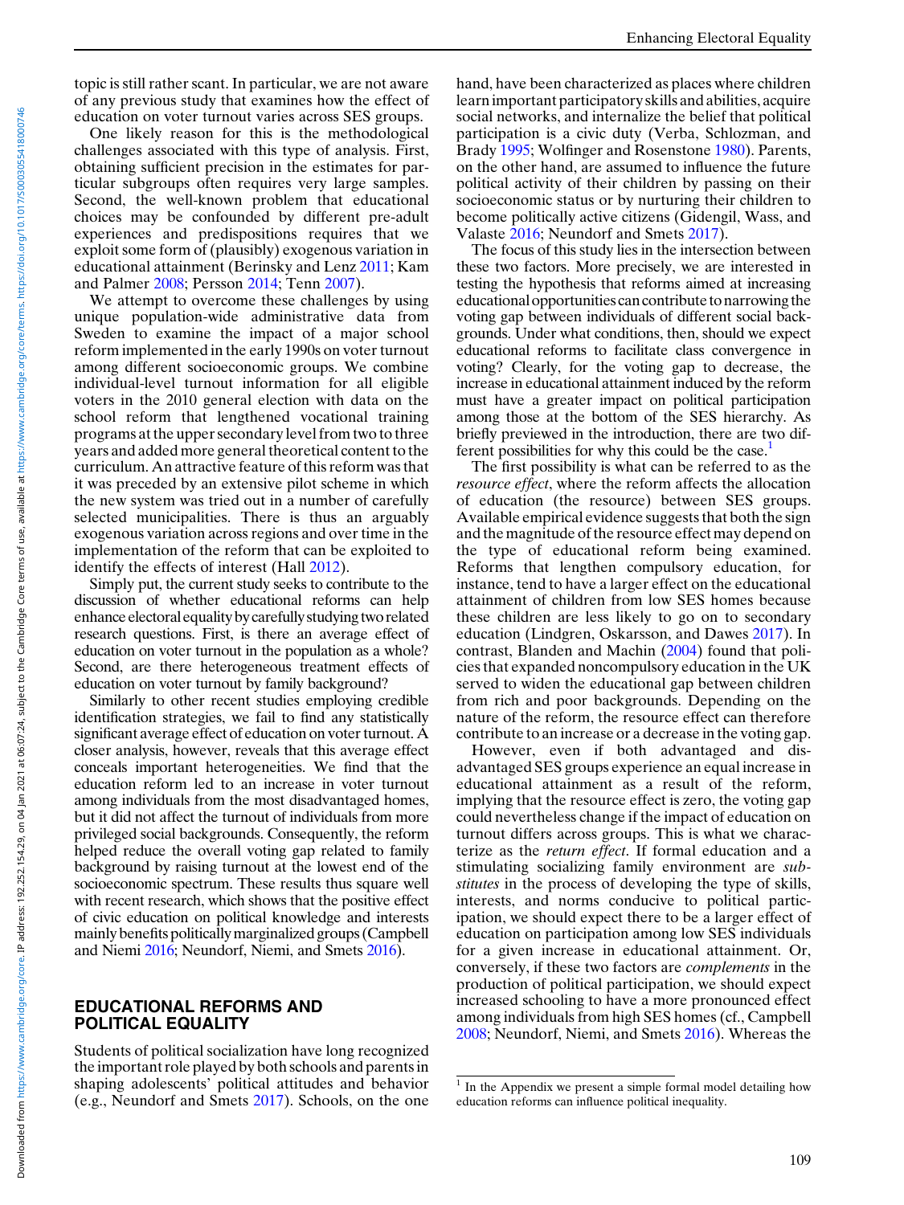topic is still rather scant. In particular, we are not aware of any previous study that examines how the effect of education on voter turnout varies across SES groups.

One likely reason for this is the methodological challenges associated with this type of analysis. First, obtaining sufficient precision in the estimates for particular subgroups often requires very large samples. Second, the well-known problem that educational choices may be confounded by different pre-adult experiences and predispositions requires that we exploit some form of (plausibly) exogenous variation in educational attainment (Berinsky and Lenz 2011; Kam and Palmer 2008; Persson 2014; Tenn 2007).

We attempt to overcome these challenges by using unique population-wide administrative data from Sweden to examine the impact of a major school reform implemented in the early 1990s on voter turnout among different socioeconomic groups. We combine individual-level turnout information for all eligible voters in the 2010 general election with data on the school reform that lengthened vocational training programs at the upper secondary level from two to three years and added more general theoretical content to the curriculum. An attractive feature of this reform was that it was preceded by an extensive pilot scheme in which the new system was tried out in a number of carefully selected municipalities. There is thus an arguably exogenous variation across regions and over time in the implementation of the reform that can be exploited to identify the effects of interest (Hall 2012).

Simply put, the current study seeks to contribute to the discussion of whether educational reforms can help enhance electoral equality by carefully studying two related research questions. First, is there an average effect of education on voter turnout in the population as a whole? Second, are there heterogeneous treatment effects of education on voter turnout by family background?

Similarly to other recent studies employing credible identification strategies, we fail to find any statistically significant average effect of education on voter turnout. A closer analysis, however, reveals that this average effect conceals important heterogeneities. We find that the education reform led to an increase in voter turnout among individuals from the most disadvantaged homes, but it did not affect the turnout of individuals from more privileged social backgrounds. Consequently, the reform helped reduce the overall voting gap related to family background by raising turnout at the lowest end of the socioeconomic spectrum. These results thus square well with recent research, which shows that the positive effect of civic education on political knowledge and interests mainly benefits politically marginalized groups (Campbell and Niemi 2016; Neundorf, Niemi, and Smets 2016).

## EDUCATIONAL REFORMS AND POLITICAL EQUALITY

Students of political socialization have long recognized the important role played by both schools and parents in shaping adolescents' political attitudes and behavior (e.g., Neundorf and Smets 2017). Schools, on the one hand, have been characterized as places where children learn important participatory skills and abilities, acquire social networks, and internalize the belief that political participation is a civic duty (Verba, Schlozman, and Brady 1995; Wolfinger and Rosenstone 1980). Parents, on the other hand, are assumed to influence the future political activity of their children by passing on their socioeconomic status or by nurturing their children to become politically active citizens (Gidengil, Wass, and Valaste 2016; Neundorf and Smets 2017).

The focus of this study lies in the intersection between these two factors. More precisely, we are interested in testing the hypothesis that reforms aimed at increasing educational opportunities can contribute to narrowing the voting gap between individuals of different social backgrounds. Under what conditions, then, should we expect educational reforms to facilitate class convergence in voting? Clearly, for the voting gap to decrease, the increase in educational attainment induced by the reform must have a greater impact on political participation among those at the bottom of the SES hierarchy. As briefly previewed in the introduction, there are two different possibilities for why this could be the case.[1]

The first possibility is what can be referred to as the *resource effect*, where the reform affects the allocation of education (the resource) between SES groups. Available empirical evidence suggests that both the sign and the magnitude of the resource effect may depend on the type of educational reform being examined. Reforms that lengthen compulsory education, for instance, tend to have a larger effect on the educational attainment of children from low SES homes because these children are less likely to go on to secondary education (Lindgren, Oskarsson, and Dawes 2017). In contrast, Blanden and Machin (2004) found that policies that expanded noncompulsory education in the UK served to widen the educational gap between children from rich and poor backgrounds. Depending on the nature of the reform, the resource effect can therefore contribute to an increase or a decrease in the voting gap.

However, even if both advantaged and disadvantaged SES groups experience an equal increase in educational attainment as a result of the reform, implying that the resource effect is zero, the voting gap could nevertheless change if the impact of education on turnout differs across groups. This is what we characterize as the *return effect*. If formal education and a stimulating socializing family environment are *substitutes* in the process of developing the type of skills, interests, and norms conducive to political participation, we should expect there to be a larger effect of education on participation among low SES individuals for a given increase in educational attainment. Or, conversely, if these two factors are *complements* in the production of political participation, we should expect increased schooling to have a more pronounced effect among individuals from high SES homes (cf., Campbell 2008; Neundorf, Niemi, and Smets 2016). Whereas the

[1] In the Appendix we present a simple formal model detailing how education reforms can influence political inequality.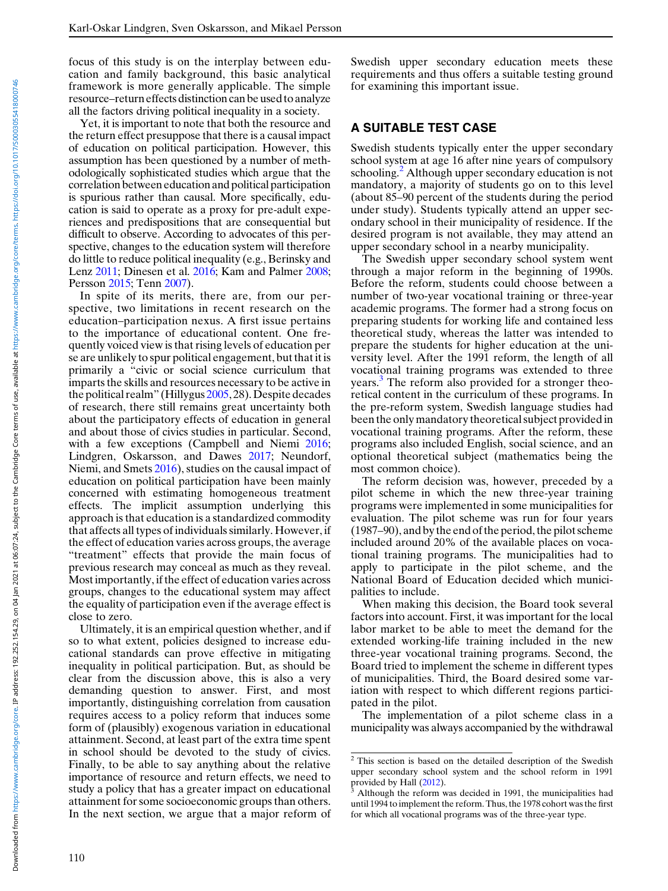focus of this study is on the interplay between education and family background, this basic analytical framework is more generally applicable. The simple resource–return effects distinction can be used to analyze all the factors driving political inequality in a society.

Yet, it is important to note that both the resource and the return effect presuppose that there is a causal impact of education on political participation. However, this assumption has been questioned by a number of methodologically sophisticated studies which argue that the correlation between education and political participation is spurious rather than causal. More specifically, education is said to operate as a proxy for pre-adult experiences and predispositions that are consequential but difficult to observe. According to advocates of this perspective, changes to the education system will therefore do little to reduce political inequality (e.g., Berinsky and Lenz 2011; Dinesen et al. 2016; Kam and Palmer 2008; Persson 2015; Tenn 2007).

In spite of its merits, there are, from our perspective, two limitations in recent research on the education–participation nexus. A first issue pertains to the importance of educational content. One frequently voiced view is that rising levels of education per se are unlikely to spur political engagement, but that it is primarily a "civic or social science curriculum that imparts the skills and resources necessary to be active in the political realm" (Hillygus 2005, 28). Despite decades of research, there still remains great uncertainty both about the participatory effects of education in general and about those of civics studies in particular. Second, with a few exceptions (Campbell and Niemi 2016; Lindgren, Oskarsson, and Dawes 2017; Neundorf, Niemi, and Smets 2016), studies on the causal impact of education on political participation have been mainly concerned with estimating homogeneous treatment effects. The implicit assumption underlying this approach is that education is a standardized commodity that affects all types of individuals similarly. However, if the effect of education varies across groups, the average "treatment" effects that provide the main focus of previous research may conceal as much as they reveal. Most importantly, if the effect of education varies across groups, changes to the educational system may affect the equality of participation even if the average effect is close to zero.

Ultimately, it is an empirical question whether, and if so to what extent, policies designed to increase educational standards can prove effective in mitigating inequality in political participation. But, as should be clear from the discussion above, this is also a very demanding question to answer. First, and most importantly, distinguishing correlation from causation requires access to a policy reform that induces some form of (plausibly) exogenous variation in educational attainment. Second, at least part of the extra time spent in school should be devoted to the study of civics. Finally, to be able to say anything about the relative importance of resource and return effects, we need to study a policy that has a greater impact on educational attainment for some socioeconomic groups than others. In the next section, we argue that a major reform of Swedish upper secondary education meets these requirements and thus offers a suitable testing ground for examining this important issue.

## A SUITABLE TEST CASE

Swedish students typically enter the upper secondary school system at age 16 after nine years of compulsory schooling.[2] Although upper secondary education is not mandatory, a majority of students go on to this level (about 85–90 percent of the students during the period under study). Students typically attend an upper secondary school in their municipality of residence. If the desired program is not available, they may attend an upper secondary school in a nearby municipality.

The Swedish upper secondary school system went through a major reform in the beginning of 1990s. Before the reform, students could choose between a number of two-year vocational training or three-year academic programs. The former had a strong focus on preparing students for working life and contained less theoretical study, whereas the latter was intended to prepare the students for higher education at the university level. After the 1991 reform, the length of all vocational training programs was extended to three years.[3] The reform also provided for a stronger theoretical content in the curriculum of these programs. In the pre-reform system, Swedish language studies had been the only mandatory theoretical subject provided in vocational training programs. After the reform, these programs also included English, social science, and an optional theoretical subject (mathematics being the most common choice).

The reform decision was, however, preceded by a pilot scheme in which the new three-year training programs were implemented in some municipalities for evaluation. The pilot scheme was run for four years (1987–90), and by the end of the period, the pilot scheme included around 20% of the available places on vocational training programs. The municipalities had to apply to participate in the pilot scheme, and the National Board of Education decided which municipalities to include.

When making this decision, the Board took several factors into account. First, it was important for the local labor market to be able to meet the demand for the extended working-life training included in the new three-year vocational training programs. Second, the Board tried to implement the scheme in different types of municipalities. Third, the Board desired some variation with respect to which different regions participated in the pilot.

The implementation of a pilot scheme class in a municipality was always accompanied by the withdrawal

[2] This section is based on the detailed description of the Swedish upper secondary school system and the school reform in 1991 provided by Hall (2012).

[3] Although the reform was decided in 1991, the municipalities had until 1994 to implement the reform. Thus, the 1978 cohort was the first for which all vocational programs was of the three-year type.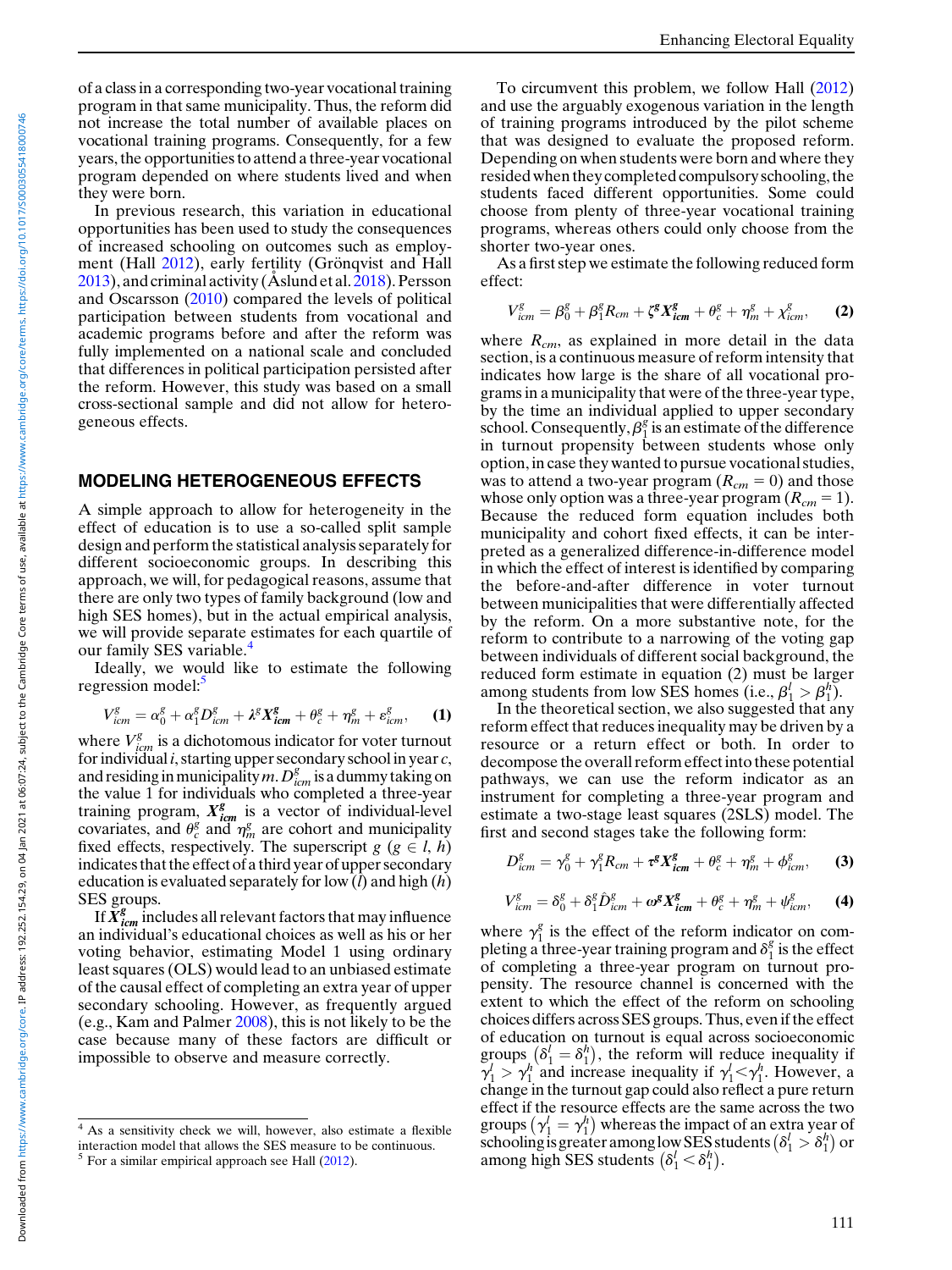of a class in a corresponding two-year vocational training program in that same municipality. Thus, the reform did not increase the total number of available places on vocational training programs. Consequently, for a few years, the opportunities to attend a three-year vocational program depended on where students lived and when they were born.

In previous research, this variation in educational opportunities has been used to study the consequences of increased schooling on outcomes such as employment (Hall 2012), early fertility (Grönqvist and Hall 2013), and criminal activity (Åslund et al. 2018). Persson and Oscarsson (2010) compared the levels of political participation between students from vocational and academic programs before and after the reform was fully implemented on a national scale and concluded that differences in political participation persisted after the reform. However, this study was based on a small cross-sectional sample and did not allow for heterogeneous effects.

## MODELING HETEROGENEOUS EFFECTS

A simple approach to allow for heterogeneity in the effect of education is to use a so-called split sample design and perform the statistical analysis separately for different socioeconomic groups. In describing this approach, we will, for pedagogical reasons, assume that there are only two types of family background (low and high SES homes), but in the actual empirical analysis, we will provide separate estimates for each quartile of our family SES variable.[4]

Ideally, we would like to estimate the following regression model:[5]

$$V_{icm}^{g} = \alpha_0^g + \alpha_1^g D_{icm}^g + \lambda^g \boldsymbol{X_{icm}^g} + \theta_c^g + \eta_m^g + \varepsilon_{icm}^g, \qquad \textbf{(1)}$$

where $V_{icm}^{g}$ is a dichotomous indicator for voter turnout for individual $i$, starting upper secondary school in year $c$, and residing in municipality $m$. $D_{icm}^{g}$ is a dummy taking on the value 1 for individuals who completed a three-year training program, $\boldsymbol{X_{icm}^g}$ is a vector of individual-level covariates, and $\theta_c^g$ and $\eta_m^g$ are cohort and municipality fixed effects, respectively. The superscript $g$ ($g \in l, h$) indicates that the effect of a third year of upper secondary education is evaluated separately for low ($l$) and high ($h$) SES groups.

If $\boldsymbol{X_{icm}^g}$ includes all relevant factors that may influence an individual's educational choices as well as his or her voting behavior, estimating Model 1 using ordinary least squares (OLS) would lead to an unbiased estimate of the causal effect of completing an extra year of upper secondary schooling. However, as frequently argued (e.g., Kam and Palmer 2008), this is not likely to be the case because many of these factors are difficult or impossible to observe and measure correctly.

To circumvent this problem, we follow Hall (2012) and use the arguably exogenous variation in the length of training programs introduced by the pilot scheme that was designed to evaluate the proposed reform. Depending on when students were born and where they resided when they completed compulsory schooling, the students faced different opportunities. Some could choose from plenty of three-year vocational training programs, whereas others could only choose from the shorter two-year ones.

As a first step we estimate the following reduced form effect:

$$V_{icm}^{g} = \beta_0^g + \beta_1^g R_{cm} + \zeta^g \boldsymbol{X_{icm}^g} + \theta_c^g + \eta_m^g + \chi_{icm}^g, \qquad \textbf{(2)}$$

where $R_{cm}$, as explained in more detail in the data section, is a continuous measure of reform intensity that indicates how large is the share of all vocational programs in a municipality that were of the three-year type, by the time an individual applied to upper secondary school. Consequently, $\beta_1^g$ is an estimate of the difference in turnout propensity between students whose only option, in case they wanted to pursue vocational studies, was to attend a two-year program ($R_{cm} = 0$) and those whose only option was a three-year program ($R_{cm} = 1$). Because the reduced form equation includes both municipality and cohort fixed effects, it can be interpreted as a generalized difference-in-difference model in which the effect of interest is identified by comparing the before-and-after difference in voter turnout between municipalities that were differentially affected by the reform. On a more substantive note, for the reform to contribute to a narrowing of the voting gap between individuals of different social background, the reduced form estimate in equation (2) must be larger among students from low SES homes (i.e., $\beta_1^l > \beta_1^h$).

In the theoretical section, we also suggested that any reform effect that reduces inequality may be driven by a resource or a return effect or both. In order to decompose the overall reform effect into these potential pathways, we can use the reform indicator as an instrument for completing a three-year program and estimate a two-stage least squares (2SLS) model. The first and second stages take the following form:

$$D_{icm}^{g} = \gamma_0^g + \gamma_1^g R_{cm} + \tau^g \boldsymbol{X_{icm}^g} + \theta_c^g + \eta_m^g + \phi_{icm}^g, \qquad \textbf{(3)}$$

$$V_{icm}^{g} = \delta_0^g + \delta_1^g \hat{D}_{icm}^g + \omega^g \boldsymbol{X_{icm}^g} + \theta_c^g + \eta_m^g + \psi_{icm}^g, \qquad \textbf{(4)}$$

where $\gamma_1^g$ is the effect of the reform indicator on completing a three-year training program and $\delta_1^g$ is the effect of completing a three-year program on turnout propensity. The resource channel is concerned with the extent to which the effect of the reform on schooling choices differs across SES groups. Thus, even if the effect of education on turnout is equal across socioeconomic groups $\left(\delta_1^l = \delta_1^h\right)$, the reform will reduce inequality if $\gamma_1^l > \gamma_1^h$ and increase inequality if $\gamma_1^l < \gamma_1^h$. However, a change in the turnout gap could also reflect a pure return effect if the resource effects are the same across the two groups $\left(\gamma_1^l = \gamma_1^h\right)$ whereas the impact of an extra year of schooling is greater among low SES students $\left(\delta_1^l > \delta_1^h\right)$ or among high SES students $\left(\delta_1^l < \delta_1^h\right)$.

---

[4] As a sensitivity check we will, however, also estimate a flexible interaction model that allows the SES measure to be continuous.

[5] For a similar empirical approach see Hall (2012).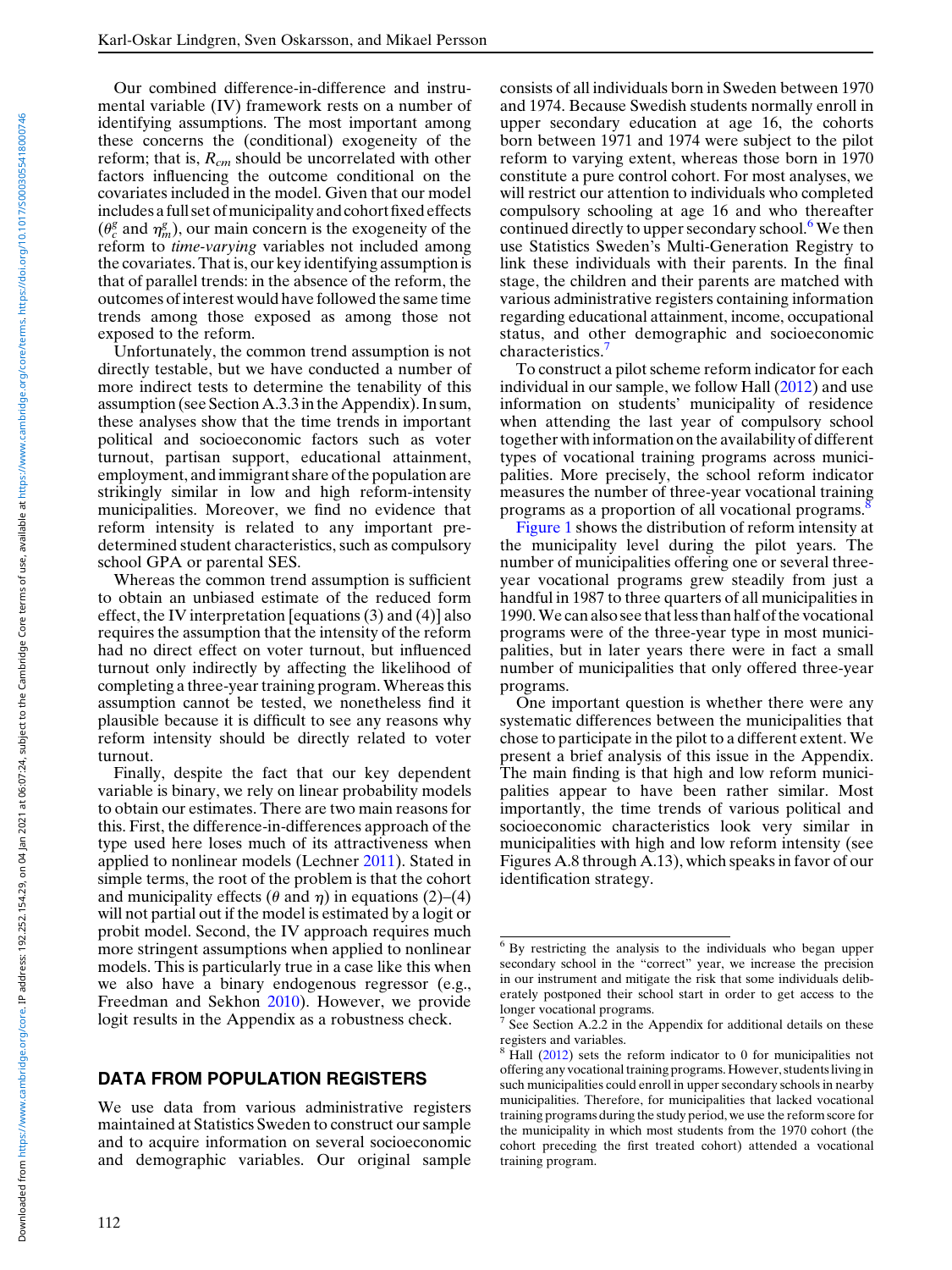Our combined difference-in-difference and instrumental variable (IV) framework rests on a number of identifying assumptions. The most important among these concerns the (conditional) exogeneity of the reform; that is, $R_{cm}$ should be uncorrelated with other factors influencing the outcome conditional on the covariates included in the model. Given that our model includes a full set of municipality and cohort fixed effects ($\theta_c^g$ and $\eta_m^g$), our main concern is the exogeneity of the reform to *time-varying* variables not included among the covariates. That is, our key identifying assumption is that of parallel trends: in the absence of the reform, the outcomes of interest would have followed the same time trends among those exposed as among those not exposed to the reform.

Unfortunately, the common trend assumption is not directly testable, but we have conducted a number of more indirect tests to determine the tenability of this assumption (see Section A.3.3 in the Appendix). In sum, these analyses show that the time trends in important political and socioeconomic factors such as voter turnout, partisan support, educational attainment, employment, and immigrant share of the population are strikingly similar in low and high reform-intensity municipalities. Moreover, we find no evidence that reform intensity is related to any important predetermined student characteristics, such as compulsory school GPA or parental SES.

Whereas the common trend assumption is sufficient to obtain an unbiased estimate of the reduced form effect, the IV interpretation [equations (3) and (4)] also requires the assumption that the intensity of the reform had no direct effect on voter turnout, but influenced turnout only indirectly by affecting the likelihood of completing a three-year training program. Whereas this assumption cannot be tested, we nonetheless find it plausible because it is difficult to see any reasons why reform intensity should be directly related to voter turnout.

Finally, despite the fact that our key dependent variable is binary, we rely on linear probability models to obtain our estimates. There are two main reasons for this. First, the difference-in-differences approach of the type used here loses much of its attractiveness when applied to nonlinear models (Lechner 2011). Stated in simple terms, the root of the problem is that the cohort and municipality effects ($\theta$ and $\eta$) in equations (2)–(4) will not partial out if the model is estimated by a logit or probit model. Second, the IV approach requires much more stringent assumptions when applied to nonlinear models. This is particularly true in a case like this when we also have a binary endogenous regressor (e.g., Freedman and Sekhon 2010). However, we provide logit results in the Appendix as a robustness check.

## DATA FROM POPULATION REGISTERS

We use data from various administrative registers maintained at Statistics Sweden to construct our sample and to acquire information on several socioeconomic and demographic variables. Our original sample consists of all individuals born in Sweden between 1970 and 1974. Because Swedish students normally enroll in upper secondary education at age 16, the cohorts born between 1971 and 1974 were subject to the pilot reform to varying extent, whereas those born in 1970 constitute a pure control cohort. For most analyses, we will restrict our attention to individuals who completed compulsory schooling at age 16 and who thereafter continued directly to upper secondary school.[6] We then use Statistics Sweden's Multi-Generation Registry to link these individuals with their parents. In the final stage, the children and their parents are matched with various administrative registers containing information regarding educational attainment, income, occupational status, and other demographic and socioeconomic characteristics.[7]

To construct a pilot scheme reform indicator for each individual in our sample, we follow Hall (2012) and use information on students' municipality of residence when attending the last year of compulsory school together with information on the availability of different types of vocational training programs across municipalities. More precisely, the school reform indicator measures the number of three-year vocational training programs as a proportion of all vocational programs.[8]

Figure 1 shows the distribution of reform intensity at the municipality level during the pilot years. The number of municipalities offering one or several three-year vocational programs grew steadily from just a handful in 1987 to three quarters of all municipalities in 1990. We can also see that less than half of the vocational programs were of the three-year type in most municipalities, but in later years there were in fact a small number of municipalities that only offered three-year programs.

One important question is whether there were any systematic differences between the municipalities that chose to participate in the pilot to a different extent. We present a brief analysis of this issue in the Appendix. The main finding is that high and low reform municipalities appear to have been rather similar. Most importantly, the time trends of various political and socioeconomic characteristics look very similar in municipalities with high and low reform intensity (see Figures A.8 through A.13), which speaks in favor of our identification strategy.

---

[6] By restricting the analysis to the individuals who began upper secondary school in the "correct" year, we increase the precision in our instrument and mitigate the risk that some individuals deliberately postponed their school start in order to get access to the longer vocational programs.

[7] See Section A.2.2 in the Appendix for additional details on these registers and variables.

[8] Hall (2012) sets the reform indicator to 0 for municipalities not offering any vocational training programs. However, students living in such municipalities could enroll in upper secondary schools in nearby municipalities. Therefore, for municipalities that lacked vocational training programs during the study period, we use the reform score for the municipality in which most students from the 1970 cohort (the cohort preceding the first treated cohort) attended a vocational training program.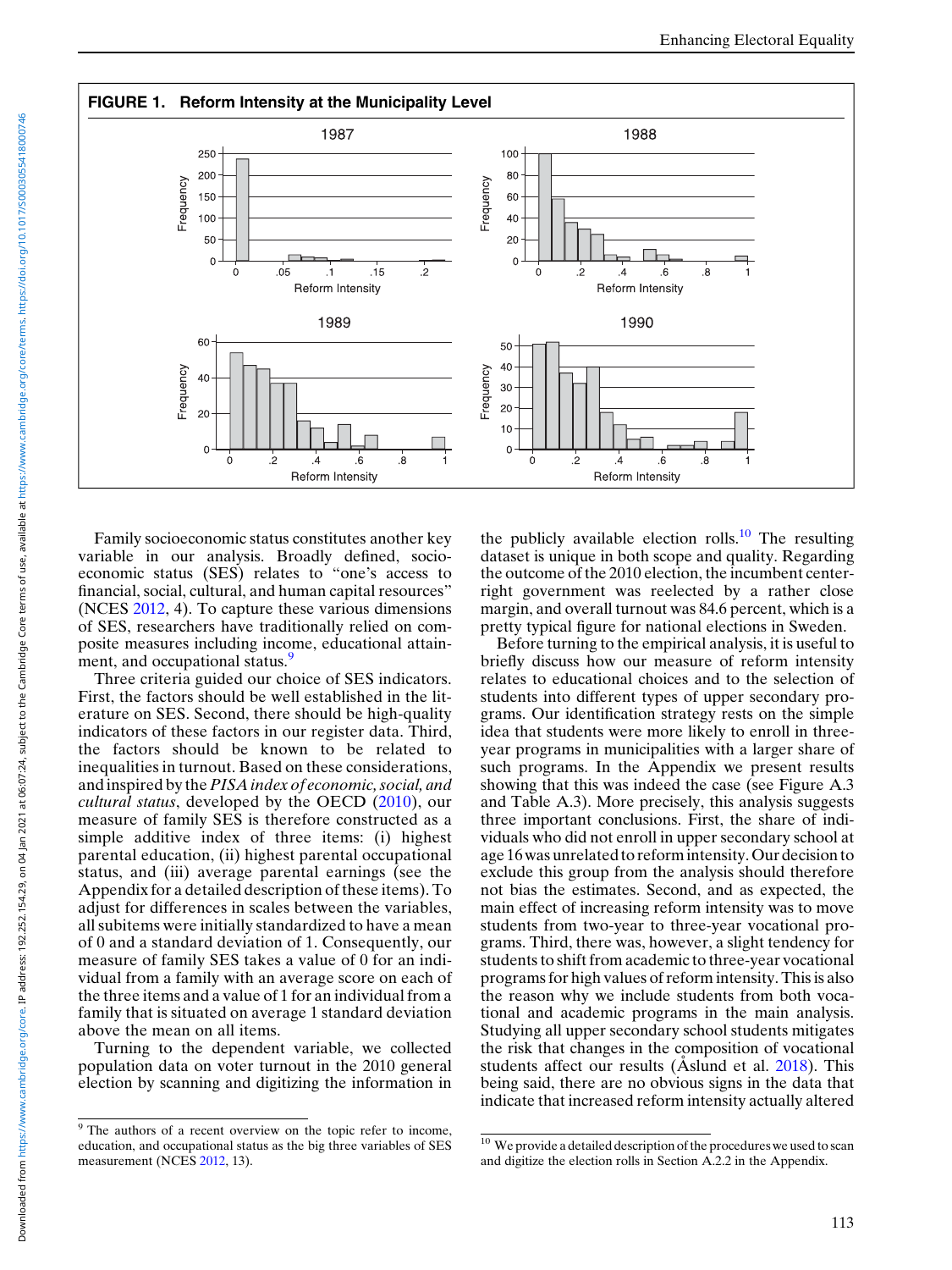**FIGURE 1. Reform Intensity at the Municipality Level**

Family socioeconomic status constitutes another key variable in our analysis. Broadly defined, socioeconomic status (SES) relates to "one's access to financial, social, cultural, and human capital resources" (NCES 2012, 4). To capture these various dimensions of SES, researchers have traditionally relied on composite measures including income, educational attainment, and occupational status.[9]

Three criteria guided our choice of SES indicators. First, the factors should be well established in the literature on SES. Second, there should be high-quality indicators of these factors in our register data. Third, the factors should be known to be related to inequalities in turnout. Based on these considerations, and inspired by the *PISA index of economic, social, and cultural status*, developed by the OECD (2010), our measure of family SES is therefore constructed as a simple additive index of three items: (i) highest parental education, (ii) highest parental occupational status, and (iii) average parental earnings (see the Appendix for a detailed description of these items). To adjust for differences in scales between the variables, all subitems were initially standardized to have a mean of 0 and a standard deviation of 1. Consequently, our measure of family SES takes a value of 0 for an individual from a family with an average score on each of the three items and a value of 1 for an individual from a family that is situated on average 1 standard deviation above the mean on all items.

Turning to the dependent variable, we collected population data on voter turnout in the 2010 general election by scanning and digitizing the information in the publicly available election rolls.[10] The resulting dataset is unique in both scope and quality. Regarding the outcome of the 2010 election, the incumbent center-right government was reelected by a rather close margin, and overall turnout was 84.6 percent, which is a pretty typical figure for national elections in Sweden.

Before turning to the empirical analysis, it is useful to briefly discuss how our measure of reform intensity relates to educational choices and to the selection of students into different types of upper secondary programs. Our identification strategy rests on the simple idea that students were more likely to enroll in three-year programs in municipalities with a larger share of such programs. In the Appendix we present results showing that this was indeed the case (see Figure A.3 and Table A.3). More precisely, this analysis suggests three important conclusions. First, the share of individuals who did not enroll in upper secondary school at age 16 was unrelated to reform intensity. Our decision to exclude this group from the analysis should therefore not bias the estimates. Second, and as expected, the main effect of increasing reform intensity was to move students from two-year to three-year vocational programs. Third, there was, however, a slight tendency for students to shift from academic to three-year vocational programs for high values of reform intensity. This is also the reason why we include students from both vocational and academic programs in the main analysis. Studying all upper secondary school students mitigates the risk that changes in the composition of vocational students affect our results (Åslund et al. 2018). This being said, there are no obvious signs in the data that indicate that increased reform intensity actually altered

---

[9] The authors of a recent overview on the topic refer to income, education, and occupational status as the big three variables of SES measurement (NCES 2012, 13).

[10] We provide a detailed description of the procedures we used to scan and digitize the election rolls in Section A.2.2 in the Appendix.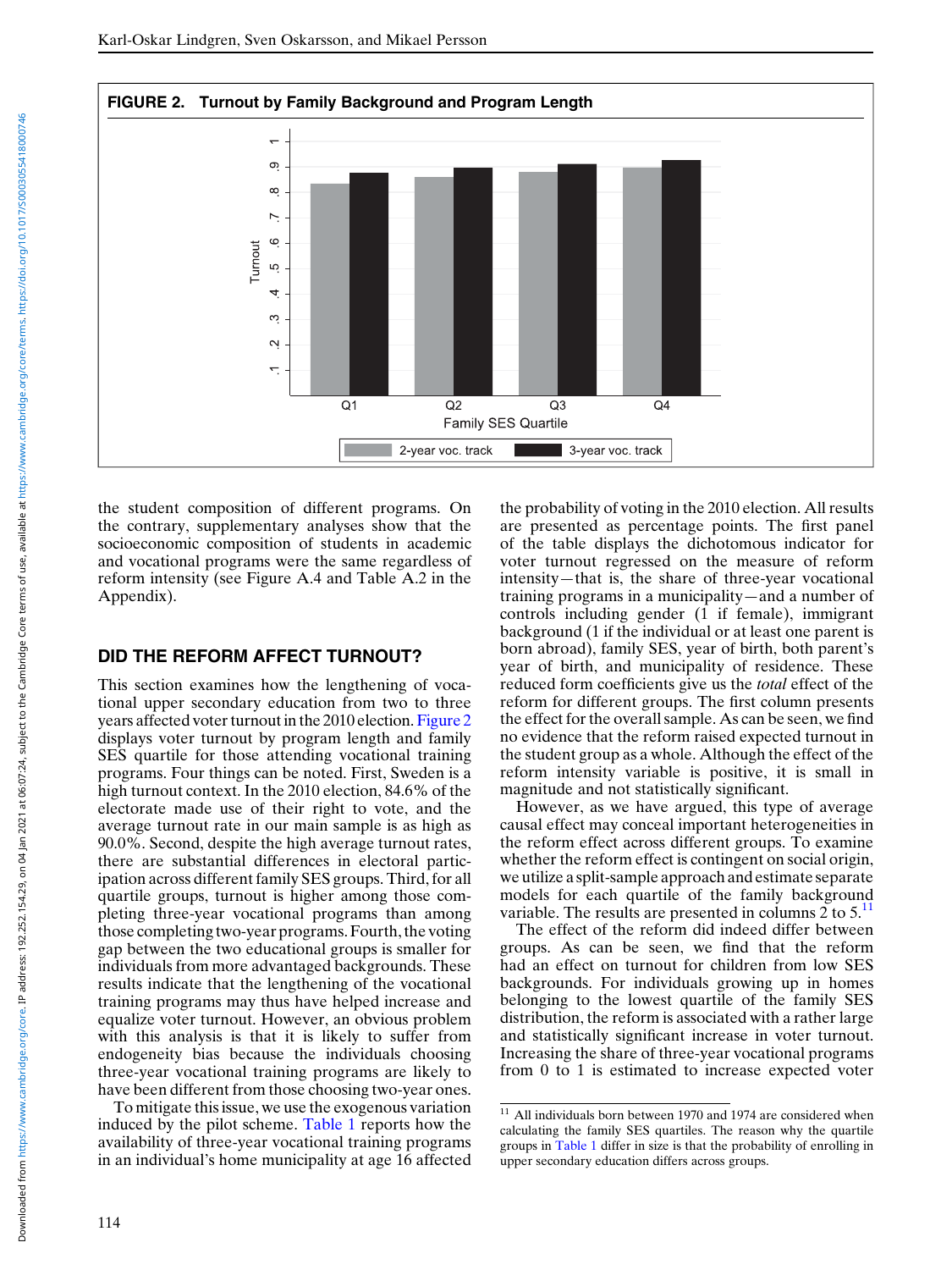FIGURE 2. Turnout by Family Background and Program Length

Turnout

1
.9
.8
.7
.6
.5
.4
.3
.2
.1

Q1 Q2 Q3 Q4

Family SES Quartile

2-year voc. track 3-year voc. track

the student composition of different programs. On the contrary, supplementary analyses show that the socioeconomic composition of students in academic and vocational programs were the same regardless of reform intensity (see Figure A.4 and Table A.2 in the Appendix).

## DID THE REFORM AFFECT TURNOUT?

This section examines how the lengthening of vocational upper secondary education from two to three years affected voter turnout in the 2010 election. Figure 2 displays voter turnout by program length and family SES quartile for those attending vocational training programs. Four things can be noted. First, Sweden is a high turnout context. In the 2010 election, 84.6% of the electorate made use of their right to vote, and the average turnout rate in our main sample is as high as 90.0%. Second, despite the high average turnout rates, there are substantial differences in electoral participation across different family SES groups. Third, for all quartile groups, turnout is higher among those completing three-year vocational programs than among those completing two-year programs. Fourth, the voting gap between the two educational groups is smaller for individuals from more advantaged backgrounds. These results indicate that the lengthening of the vocational training programs may thus have helped increase and equalize voter turnout. However, an obvious problem with this analysis is that it is likely to suffer from endogeneity bias because the individuals choosing three-year vocational training programs are likely to have been different from those choosing two-year ones.

To mitigate this issue, we use the exogenous variation induced by the pilot scheme. Table 1 reports how the availability of three-year vocational training programs in an individual's home municipality at age 16 affected the probability of voting in the 2010 election. All results are presented as percentage points. The first panel of the table displays the dichotomous indicator for voter turnout regressed on the measure of reform intensity—that is, the share of three-year vocational training programs in a municipality—and a number of controls including gender (1 if female), immigrant background (1 if the individual or at least one parent is born abroad), family SES, year of birth, both parent's year of birth, and municipality of residence. These reduced form coefficients give us the *total* effect of the reform for different groups. The first column presents the effect for the overall sample. As can be seen, we find no evidence that the reform raised expected turnout in the student group as a whole. Although the effect of the reform intensity variable is positive, it is small in magnitude and not statistically significant.

However, as we have argued, this type of average causal effect may conceal important heterogeneities in the reform effect across different groups. To examine whether the reform effect is contingent on social origin, we utilize a split-sample approach and estimate separate models for each quartile of the family background variable. The results are presented in columns 2 to 5.[11]

The effect of the reform did indeed differ between groups. As can be seen, we find that the reform had an effect on turnout for children from low SES backgrounds. For individuals growing up in homes belonging to the lowest quartile of the family SES distribution, the reform is associated with a rather large and statistically significant increase in voter turnout. Increasing the share of three-year vocational programs from 0 to 1 is estimated to increase expected voter

[11] All individuals born between 1970 and 1974 are considered when calculating the family SES quartiles. The reason why the quartile groups in Table 1 differ in size is that the probability of enrolling in upper secondary education differs across groups.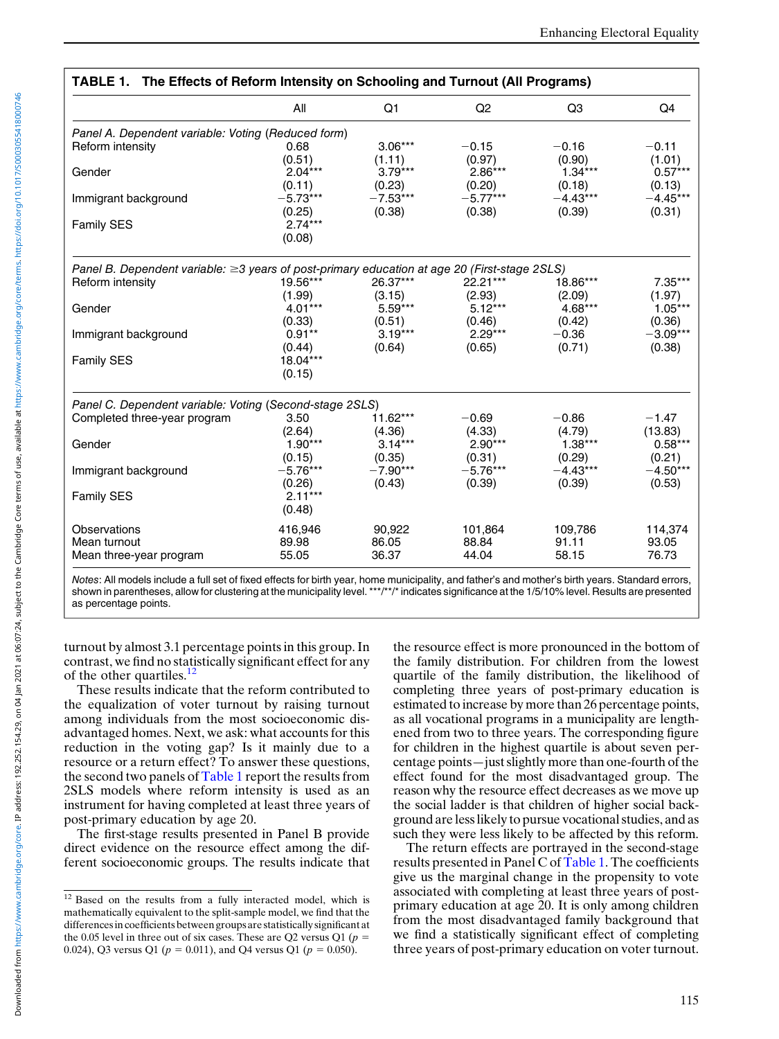**TABLE 1. The Effects of Reform Intensity on Schooling and Turnout (All Programs)**

| | All | Q1 | Q2 | Q3 | Q4 |
|---|---|---|---|---|---|
| *Panel A. Dependent variable: Voting (Reduced form)* | | | | | |
| Reform intensity | 0.68 | 3.06*** | −0.15 | −0.16 | −0.11 |
| | (0.51) | (1.11) | (0.97) | (0.90) | (1.01) |
| Gender | 2.04*** | 3.79*** | 2.86*** | 1.34*** | 0.57*** |
| | (0.11) | (0.23) | (0.20) | (0.18) | (0.13) |
| Immigrant background | −5.73*** | −7.53*** | −5.77*** | −4.43*** | −4.45*** |
| | (0.25) | (0.38) | (0.38) | (0.39) | (0.31) |
| Family SES | 2.74*** | | | | |
| | (0.08) | | | | |
| *Panel B. Dependent variable: ≥3 years of post-primary education at age 20 (First-stage 2SLS)* | | | | | |
| Reform intensity | 19.56*** | 26.37*** | 22.21*** | 18.86*** | 7.35*** |
| | (1.99) | (3.15) | (2.93) | (2.09) | (1.97) |
| Gender | 4.01*** | 5.59*** | 5.12*** | 4.68*** | 1.05*** |
| | (0.33) | (0.51) | (0.46) | (0.42) | (0.36) |
| Immigrant background | 0.91** | 3.19*** | 2.29*** | −0.36 | −3.09*** |
| | (0.44) | (0.64) | (0.65) | (0.71) | (0.38) |
| Family SES | 18.04*** | | | | |
| | (0.15) | | | | |
| *Panel C. Dependent variable: Voting (Second-stage 2SLS)* | | | | | |
| Completed three-year program | 3.50 | 11.62*** | −0.69 | −0.86 | −1.47 |
| | (2.64) | (4.36) | (4.33) | (4.79) | (13.83) |
| Gender | 1.90*** | 3.14*** | 2.90*** | 1.38*** | 0.58*** |
| | (0.15) | (0.35) | (0.31) | (0.29) | (0.21) |
| Immigrant background | −5.76*** | −7.90*** | −5.76*** | −4.43*** | −4.50*** |
| | (0.26) | (0.43) | (0.39) | (0.39) | (0.53) |
| Family SES | 2.11*** | | | | |
| | (0.48) | | | | |
| Observations | 416,946 | 90,922 | 101,864 | 109,786 | 114,374 |
| Mean turnout | 89.98 | 86.05 | 88.84 | 91.11 | 93.05 |
| Mean three-year program | 55.05 | 36.37 | 44.04 | 58.15 | 76.73 |

*Notes*: All models include a full set of fixed effects for birth year, home municipality, and father's and mother's birth years. Standard errors, shown in parentheses, allow for clustering at the municipality level. ***/**/* indicates significance at the 1/5/10% level. Results are presented as percentage points.

turnout by almost 3.1 percentage points in this group. In contrast, we find no statistically significant effect for any of the other quartiles.[12]

These results indicate that the reform contributed to the equalization of voter turnout by raising turnout among individuals from the most socioeconomic disadvantaged homes. Next, we ask: what accounts for this reduction in the voting gap? Is it mainly due to a resource or a return effect? To answer these questions, the second two panels of Table 1 report the results from 2SLS models where reform intensity is used as an instrument for having completed at least three years of post-primary education by age 20.

The first-stage results presented in Panel B provide direct evidence on the resource effect among the different socioeconomic groups. The results indicate that the resource effect is more pronounced in the bottom of the family distribution. For children from the lowest quartile of the family distribution, the likelihood of completing three years of post-primary education is estimated to increase by more than 26 percentage points, as all vocational programs in a municipality are lengthened from two to three years. The corresponding figure for children in the highest quartile is about seven percentage points—just slightly more than one-fourth of the effect found for the most disadvantaged group. The reason why the resource effect decreases as we move up the social ladder is that children of higher social background are less likely to pursue vocational studies, and as such they were less likely to be affected by this reform.

The return effects are portrayed in the second-stage results presented in Panel C of Table 1. The coefficients give us the marginal change in the propensity to vote associated with completing at least three years of post-primary education at age 20. It is only among children from the most disadvantaged family background that we find a statistically significant effect of completing three years of post-primary education on voter turnout.

[12] Based on the results from a fully interacted model, which is mathematically equivalent to the split-sample model, we find that the differences in coefficients between groups are statistically significant at the 0.05 level in three out of six cases. These are Q2 versus Q1 ($p$ = 0.024), Q3 versus Q1 ($p$ = 0.011), and Q4 versus Q1 ($p$ = 0.050).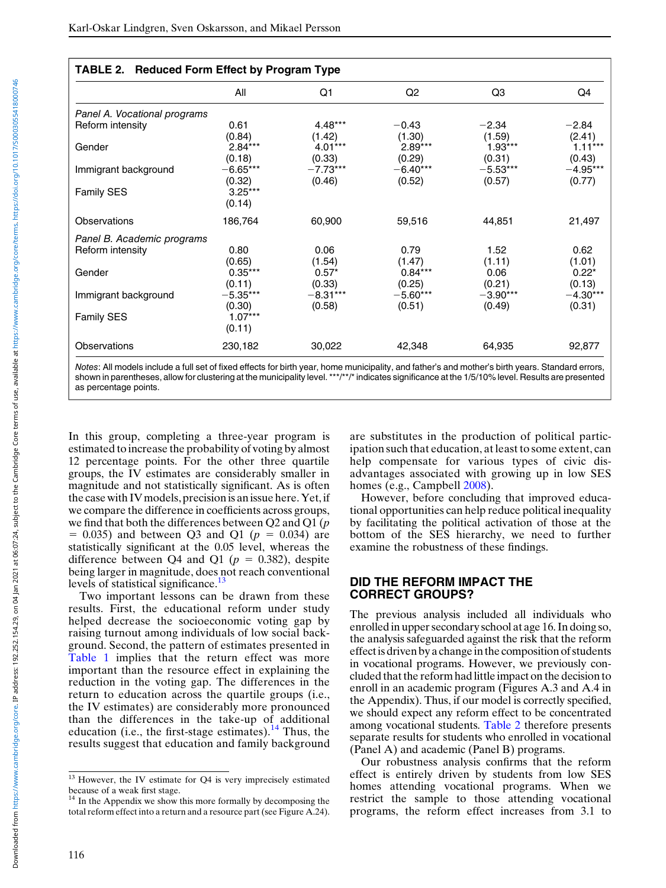**TABLE 2. Reduced Form Effect by Program Type**

| | All | Q1 | Q2 | Q3 | Q4 |
|---|---|---|---|---|---|
| *Panel A. Vocational programs* | | | | | |
| Reform intensity | 0.61 | 4.48*** | −0.43 | −2.34 | −2.84 |
| | (0.84) | (1.42) | (1.30) | (1.59) | (2.41) |
| Gender | 2.84*** | 4.01*** | 2.89*** | 1.93*** | 1.11*** |
| | (0.18) | (0.33) | (0.29) | (0.31) | (0.43) |
| Immigrant background | −6.65*** | −7.73*** | −6.40*** | −5.53*** | −4.95*** |
| | (0.32) | (0.46) | (0.52) | (0.57) | (0.77) |
| Family SES | 3.25*** | | | | |
| | (0.14) | | | | |
| Observations | 186,764 | 60,900 | 59,516 | 44,851 | 21,497 |
| *Panel B. Academic programs* | | | | | |
| Reform intensity | 0.80 | 0.06 | 0.79 | 1.52 | 0.62 |
| | (0.65) | (1.54) | (1.47) | (1.11) | (1.01) |
| Gender | 0.35*** | 0.57* | 0.84*** | 0.06 | 0.22* |
| | (0.11) | (0.33) | (0.25) | (0.21) | (0.13) |
| Immigrant background | −5.35*** | −8.31*** | −5.60*** | −3.90*** | −4.30*** |
| | (0.30) | (0.58) | (0.51) | (0.49) | (0.31) |
| Family SES | 1.07*** | | | | |
| | (0.11) | | | | |
| Observations | 230,182 | 30,022 | 42,348 | 64,935 | 92,877 |

*Notes*: All models include a full set of fixed effects for birth year, home municipality, and father's and mother's birth years. Standard errors, shown in parentheses, allow for clustering at the municipality level. ***/**/* indicates significance at the 1/5/10% level. Results are presented as percentage points.

In this group, completing a three-year program is estimated to increase the probability of voting by almost 12 percentage points. For the other three quartile groups, the IV estimates are considerably smaller in magnitude and not statistically significant. As is often the case with IV models, precision is an issue here. Yet, if we compare the difference in coefficients across groups, we find that both the differences between Q2 and Q1 ($p = 0.035$) and between Q3 and Q1 ($p = 0.034$) are statistically significant at the 0.05 level, whereas the difference between Q4 and Q1 ($p = 0.382$), despite being larger in magnitude, does not reach conventional levels of statistical significance.[13]

Two important lessons can be drawn from these results. First, the educational reform under study helped decrease the socioeconomic voting gap by raising turnout among individuals of low social background. Second, the pattern of estimates presented in Table 1 implies that the return effect was more important than the resource effect in explaining the reduction in the voting gap. The differences in the return to education across the quartile groups (i.e., the IV estimates) are considerably more pronounced than the differences in the take-up of additional education (i.e., the first-stage estimates).[14] Thus, the results suggest that education and family background are substitutes in the production of political participation such that education, at least to some extent, can help compensate for various types of civic disadvantages associated with growing up in low SES homes (e.g., Campbell 2008).

However, before concluding that improved educational opportunities can help reduce political inequality by facilitating the political activation of those at the bottom of the SES hierarchy, we need to further examine the robustness of these findings.

## DID THE REFORM IMPACT THE CORRECT GROUPS?

The previous analysis included all individuals who enrolled in upper secondary school at age 16. In doing so, the analysis safeguarded against the risk that the reform effect is driven by a change in the composition of students in vocational programs. However, we previously concluded that the reform had little impact on the decision to enroll in an academic program (Figures A.3 and A.4 in the Appendix). Thus, if our model is correctly specified, we should expect any reform effect to be concentrated among vocational students. Table 2 therefore presents separate results for students who enrolled in vocational (Panel A) and academic (Panel B) programs.

Our robustness analysis confirms that the reform effect is entirely driven by students from low SES homes attending vocational programs. When we restrict the sample to those attending vocational programs, the reform effect increases from 3.1 to

[13] However, the IV estimate for Q4 is very imprecisely estimated because of a weak first stage.

[14] In the Appendix we show this more formally by decomposing the total reform effect into a return and a resource part (see Figure A.24).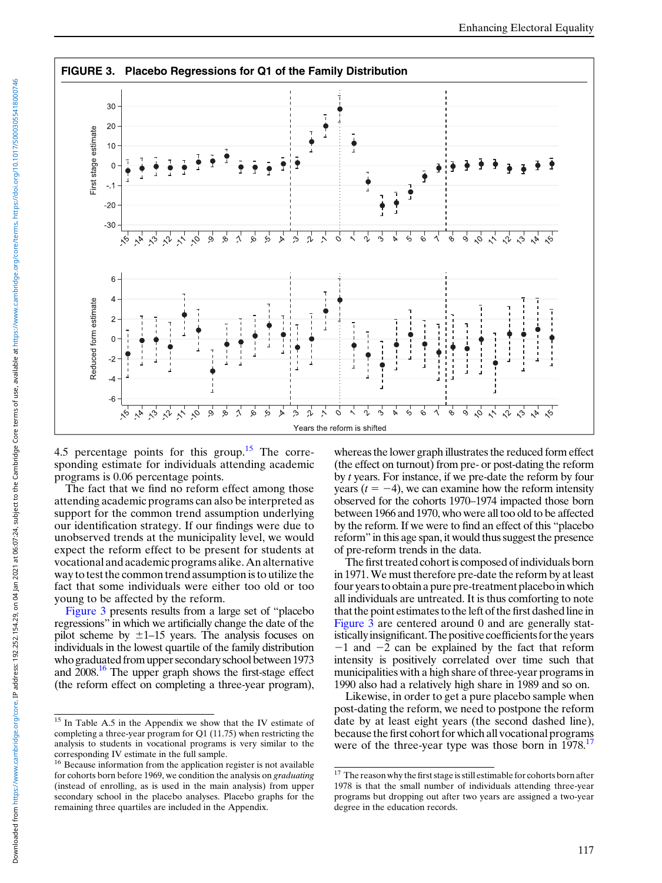**FIGURE 3. Placebo Regressions for Q1 of the Family Distribution**

4.5 percentage points for this group.[15] The corresponding estimate for individuals attending academic programs is 0.06 percentage points.

The fact that we find no reform effect among those attending academic programs can also be interpreted as support for the common trend assumption underlying our identification strategy. If our findings were due to unobserved trends at the municipality level, we would expect the reform effect to be present for students at vocational and academic programs alike. An alternative way to test the common trend assumption is to utilize the fact that some individuals were either too old or too young to be affected by the reform.

Figure 3 presents results from a large set of "placebo regressions" in which we artificially change the date of the pilot scheme by ±1–15 years. The analysis focuses on individuals in the lowest quartile of the family distribution who graduated from upper secondary school between 1973 and 2008.[16] The upper graph shows the first-stage effect (the reform effect on completing a three-year program), whereas the lower graph illustrates the reduced form effect (the effect on turnout) from pre- or post-dating the reform by $t$ years. For instance, if we pre-date the reform by four years ($t = -4$), we can examine how the reform intensity observed for the cohorts 1970–1974 impacted those born between 1966 and 1970, who were all too old to be affected by the reform. If we were to find an effect of this "placebo reform" in this age span, it would thus suggest the presence of pre-reform trends in the data.

The first treated cohort is composed of individuals born in 1971. We must therefore pre-date the reform by at least four years to obtain a pure pre-treatment placebo in which all individuals are untreated. It is thus comforting to note that the point estimates to the left of the first dashed line in Figure 3 are centered around 0 and are generally statistically insignificant. The positive coefficients for the years $-1$ and $-2$ can be explained by the fact that reform intensity is positively correlated over time such that municipalities with a high share of three-year programs in 1990 also had a relatively high share in 1989 and so on.

Likewise, in order to get a pure placebo sample when post-dating the reform, we need to postpone the reform date by at least eight years (the second dashed line), because the first cohort for which all vocational programs were of the three-year type was those born in 1978.[17]

---

[15] In Table A.5 in the Appendix we show that the IV estimate of completing a three-year program for Q1 (11.75) when restricting the analysis to students in vocational programs is very similar to the corresponding IV estimate in the full sample.

[16] Because information from the application register is not available for cohorts born before 1969, we condition the analysis on *graduating* (instead of enrolling, as is used in the main analysis) from upper secondary school in the placebo analyses. Placebo graphs for the remaining three quartiles are included in the Appendix.

[17] The reason why the first stage is still estimable for cohorts born after 1978 is that the small number of individuals attending three-year programs but dropping out after two years are assigned a two-year degree in the education records.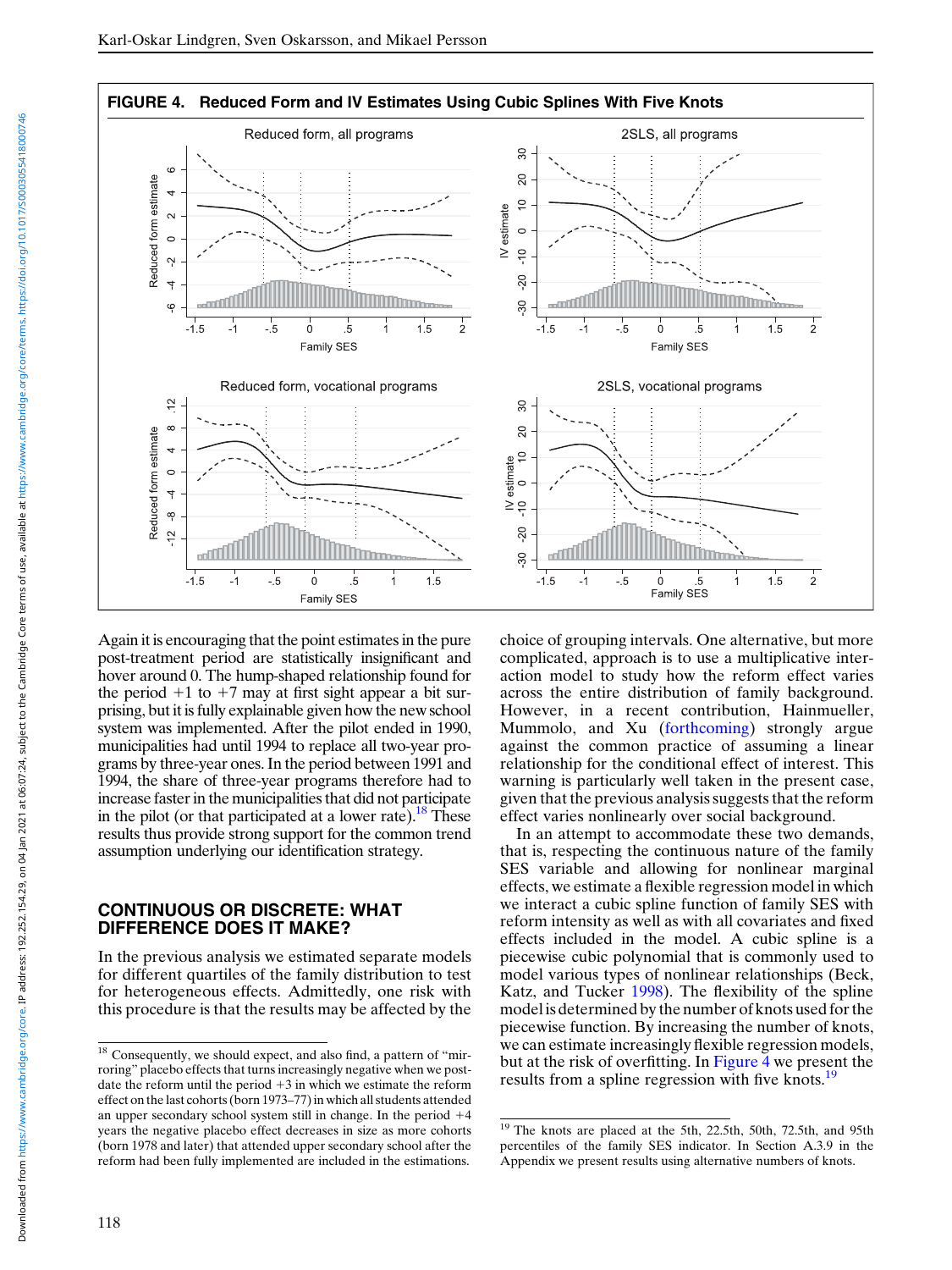FIGURE 4. Reduced Form and IV Estimates Using Cubic Splines With Five Knots

Again it is encouraging that the point estimates in the pure post-treatment period are statistically insignificant and hover around 0. The hump-shaped relationship found for the period +1 to +7 may at first sight appear a bit surprising, but it is fully explainable given how the new school system was implemented. After the pilot ended in 1990, municipalities had until 1994 to replace all two-year programs by three-year ones. In the period between 1991 and 1994, the share of three-year programs therefore had to increase faster in the municipalities that did not participate in the pilot (or that participated at a lower rate).[18] These results thus provide strong support for the common trend assumption underlying our identification strategy.

## CONTINUOUS OR DISCRETE: WHAT DIFFERENCE DOES IT MAKE?

In the previous analysis we estimated separate models for different quartiles of the family distribution to test for heterogeneous effects. Admittedly, one risk with this procedure is that the results may be affected by the choice of grouping intervals. One alternative, but more complicated, approach is to use a multiplicative interaction model to study how the reform effect varies across the entire distribution of family background. However, in a recent contribution, Hainmueller, Mummolo, and Xu (forthcoming) strongly argue against the common practice of assuming a linear relationship for the conditional effect of interest. This warning is particularly well taken in the present case, given that the previous analysis suggests that the reform effect varies nonlinearly over social background.

In an attempt to accommodate these two demands, that is, respecting the continuous nature of the family SES variable and allowing for nonlinear marginal effects, we estimate a flexible regression model in which we interact a cubic spline function of family SES with reform intensity as well as with all covariates and fixed effects included in the model. A cubic spline is a piecewise cubic polynomial that is commonly used to model various types of nonlinear relationships (Beck, Katz, and Tucker 1998). The flexibility of the spline model is determined by the number of knots used for the piecewise function. By increasing the number of knots, we can estimate increasingly flexible regression models, but at the risk of overfitting. In Figure 4 we present the results from a spline regression with five knots.[19]

---

[18] Consequently, we should expect, and also find, a pattern of "mirroring" placebo effects that turns increasingly negative when we postdate the reform until the period +3 in which we estimate the reform effect on the last cohorts (born 1973–77) in which all students attended an upper secondary school system still in change. In the period +4 years the negative placebo effect decreases in size as more cohorts (born 1978 and later) that attended upper secondary school after the reform had been fully implemented are included in the estimations.

[19] The knots are placed at the 5th, 22.5th, 50th, 72.5th, and 95th percentiles of the family SES indicator. In Section A.3.9 in the Appendix we present results using alternative numbers of knots.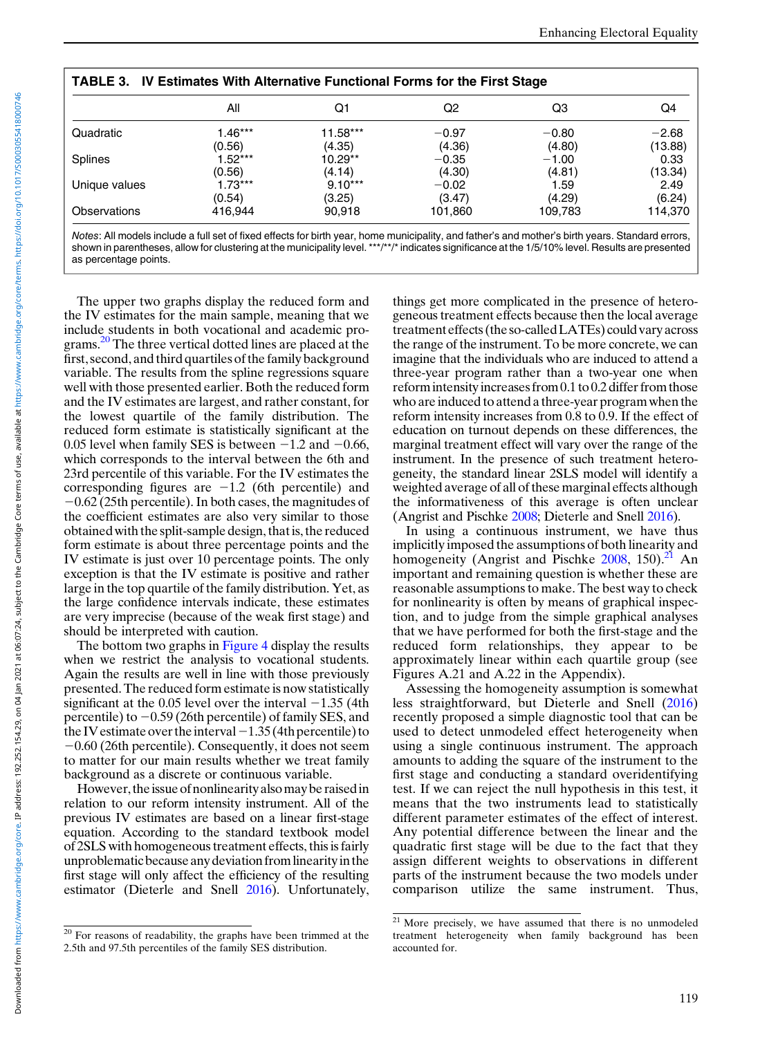**TABLE 3. IV Estimates With Alternative Functional Forms for the First Stage**

| | All | Q1 | Q2 | Q3 | Q4 |
|---|---|---|---|---|---|
| Quadratic | 1.46*** | 11.58*** | −0.97 | −0.80 | −2.68 |
| | (0.56) | (4.35) | (4.36) | (4.80) | (13.88) |
| Splines | 1.52*** | 10.29** | −0.35 | −1.00 | 0.33 |
| | (0.56) | (4.14) | (4.30) | (4.81) | (13.34) |
| Unique values | 1.73*** | 9.10*** | −0.02 | 1.59 | 2.49 |
| | (0.54) | (3.25) | (3.47) | (4.29) | (6.24) |
| Observations | 416,944 | 90,918 | 101,860 | 109,783 | 114,370 |

*Notes*: All models include a full set of fixed effects for birth year, home municipality, and father's and mother's birth years. Standard errors, shown in parentheses, allow for clustering at the municipality level. ***/**/* indicates significance at the 1/5/10% level. Results are presented as percentage points.

The upper two graphs display the reduced form and the IV estimates for the main sample, meaning that we include students in both vocational and academic programs.[20] The three vertical dotted lines are placed at the first, second, and third quartiles of the family background variable. The results from the spline regressions square well with those presented earlier. Both the reduced form and the IV estimates are largest, and rather constant, for the lowest quartile of the family distribution. The reduced form estimate is statistically significant at the 0.05 level when family SES is between −1.2 and −0.66, which corresponds to the interval between the 6th and 23rd percentile of this variable. For the IV estimates the corresponding figures are −1.2 (6th percentile) and −0.62 (25th percentile). In both cases, the magnitudes of the coefficient estimates are also very similar to those obtained with the split-sample design, that is, the reduced form estimate is about three percentage points and the IV estimate is just over 10 percentage points. The only exception is that the IV estimate is positive and rather large in the top quartile of the family distribution. Yet, as the large confidence intervals indicate, these estimates are very imprecise (because of the weak first stage) and should be interpreted with caution.

The bottom two graphs in Figure 4 display the results when we restrict the analysis to vocational students. Again the results are well in line with those previously presented. The reduced form estimate is now statistically significant at the 0.05 level over the interval −1.35 (4th percentile) to −0.59 (26th percentile) of family SES, and the IV estimate over the interval −1.35 (4th percentile) to −0.60 (26th percentile). Consequently, it does not seem to matter for our main results whether we treat family background as a discrete or continuous variable.

However, the issue of nonlinearity also may be raised in relation to our reform intensity instrument. All of the previous IV estimates are based on a linear first-stage equation. According to the standard textbook model of 2SLS with homogeneous treatment effects, this is fairly unproblematic because any deviation from linearity in the first stage will only affect the efficiency of the resulting estimator (Dieterle and Snell 2016). Unfortunately, things get more complicated in the presence of heterogeneous treatment effects because then the local average treatment effects (the so-called LATEs) could vary across the range of the instrument. To be more concrete, we can imagine that the individuals who are induced to attend a three-year program rather than a two-year one when reform intensity increases from 0.1 to 0.2 differ from those who are induced to attend a three-year program when the reform intensity increases from 0.8 to 0.9. If the effect of education on turnout depends on these differences, the marginal treatment effect will vary over the range of the instrument. In the presence of such treatment heterogeneity, the standard linear 2SLS model will identify a weighted average of all of these marginal effects although the informativeness of this average is often unclear (Angrist and Pischke 2008; Dieterle and Snell 2016).

In using a continuous instrument, we have thus implicitly imposed the assumptions of both linearity and homogeneity (Angrist and Pischke 2008, 150).[21] An important and remaining question is whether these are reasonable assumptions to make. The best way to check for nonlinearity is often by means of graphical inspection, and to judge from the simple graphical analyses that we have performed for both the first-stage and the reduced form relationships, they appear to be approximately linear within each quartile group (see Figures A.21 and A.22 in the Appendix).

Assessing the homogeneity assumption is somewhat less straightforward, but Dieterle and Snell (2016) recently proposed a simple diagnostic tool that can be used to detect unmodeled effect heterogeneity when using a single continuous instrument. The approach amounts to adding the square of the instrument to the first stage and conducting a standard overidentifying test. If we can reject the null hypothesis in this test, it means that the two instruments lead to statistically different parameter estimates of the effect of interest. Any potential difference between the linear and the quadratic first stage will be due to the fact that they assign different weights to observations in different parts of the instrument because the two models under comparison utilize the same instrument. Thus,

[20] For reasons of readability, the graphs have been trimmed at the 2.5th and 97.5th percentiles of the family SES distribution.

[21] More precisely, we have assumed that there is no unmodeled treatment heterogeneity when family background has been accounted for.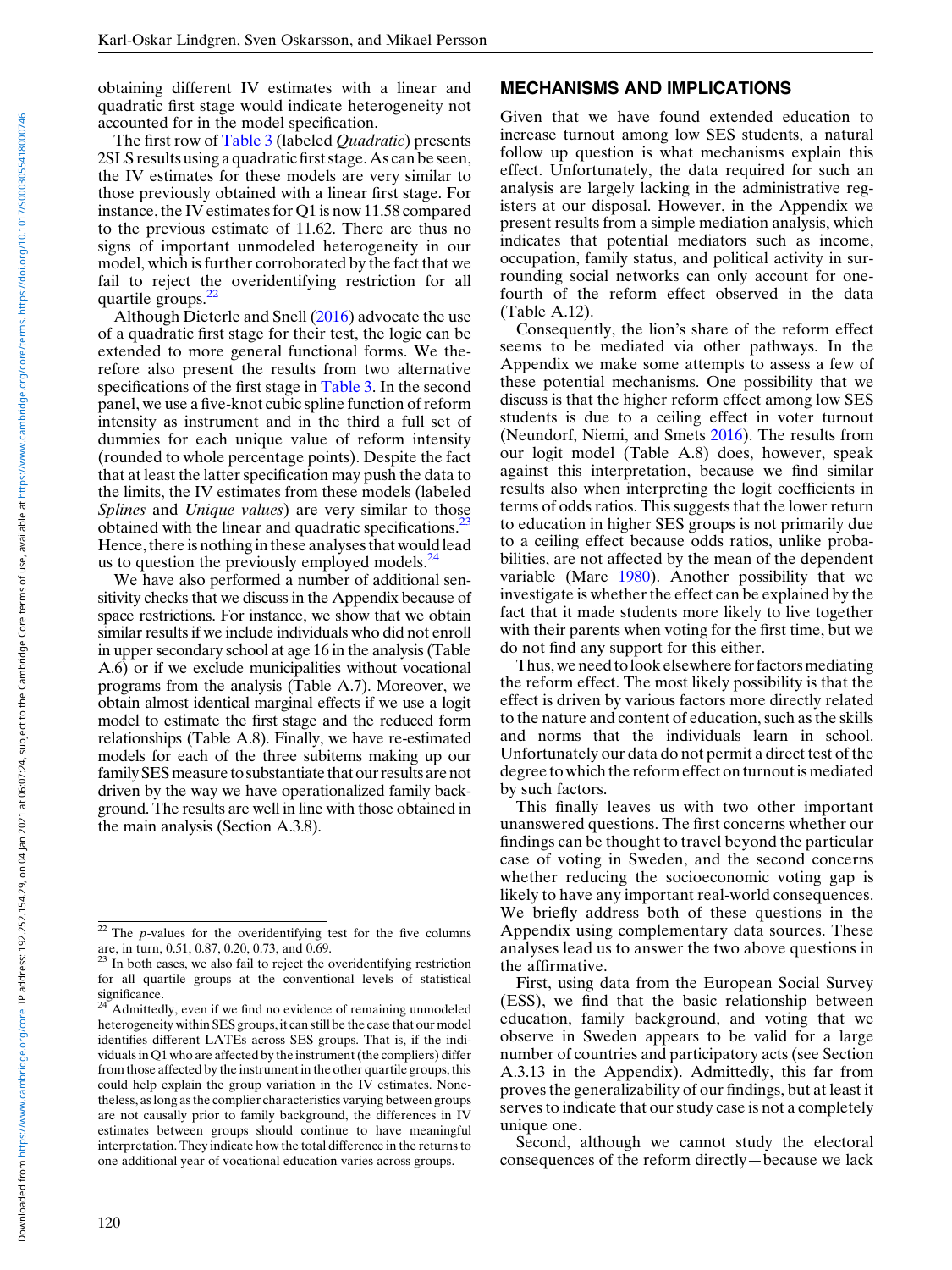obtaining different IV estimates with a linear and quadratic first stage would indicate heterogeneity not accounted for in the model specification.

The first row of Table 3 (labeled *Quadratic*) presents 2SLS results using a quadratic first stage. As can be seen, the IV estimates for these models are very similar to those previously obtained with a linear first stage. For instance, the IV estimates for Q1 is now 11.58 compared to the previous estimate of 11.62. There are thus no signs of important unmodeled heterogeneity in our model, which is further corroborated by the fact that we fail to reject the overidentifying restriction for all quartile groups.[22]

Although Dieterle and Snell (2016) advocate the use of a quadratic first stage for their test, the logic can be extended to more general functional forms. We therefore also present the results from two alternative specifications of the first stage in Table 3. In the second panel, we use a five-knot cubic spline function of reform intensity as instrument and in the third a full set of dummies for each unique value of reform intensity (rounded to whole percentage points). Despite the fact that at least the latter specification may push the data to the limits, the IV estimates from these models (labeled *Splines* and *Unique values*) are very similar to those obtained with the linear and quadratic specifications.[23] Hence, there is nothing in these analyses that would lead us to question the previously employed models.[24]

We have also performed a number of additional sensitivity checks that we discuss in the Appendix because of space restrictions. For instance, we show that we obtain similar results if we include individuals who did not enroll in upper secondary school at age 16 in the analysis (Table A.6) or if we exclude municipalities without vocational programs from the analysis (Table A.7). Moreover, we obtain almost identical marginal effects if we use a logit model to estimate the first stage and the reduced form relationships (Table A.8). Finally, we have re-estimated models for each of the three subitems making up our family SES measure to substantiate that our results are not driven by the way we have operationalized family background. The results are well in line with those obtained in the main analysis (Section A.3.8).

## MECHANISMS AND IMPLICATIONS

Given that we have found extended education to increase turnout among low SES students, a natural follow up question is what mechanisms explain this effect. Unfortunately, the data required for such an analysis are largely lacking in the administrative registers at our disposal. However, in the Appendix we present results from a simple mediation analysis, which indicates that potential mediators such as income, occupation, family status, and political activity in surrounding social networks can only account for one-fourth of the reform effect observed in the data (Table A.12).

Consequently, the lion's share of the reform effect seems to be mediated via other pathways. In the Appendix we make some attempts to assess a few of these potential mechanisms. One possibility that we discuss is that the higher reform effect among low SES students is due to a ceiling effect in voter turnout (Neundorf, Niemi, and Smets 2016). The results from our logit model (Table A.8) does, however, speak against this interpretation, because we find similar results also when interpreting the logit coefficients in terms of odds ratios. This suggests that the lower return to education in higher SES groups is not primarily due to a ceiling effect because odds ratios, unlike probabilities, are not affected by the mean of the dependent variable (Mare 1980). Another possibility that we investigate is whether the effect can be explained by the fact that it made students more likely to live together with their parents when voting for the first time, but we do not find any support for this either.

Thus, we need to look elsewhere for factors mediating the reform effect. The most likely possibility is that the effect is driven by various factors more directly related to the nature and content of education, such as the skills and norms that the individuals learn in school. Unfortunately our data do not permit a direct test of the degree to which the reform effect on turnout is mediated by such factors.

This finally leaves us with two other important unanswered questions. The first concerns whether our findings can be thought to travel beyond the particular case of voting in Sweden, and the second concerns whether reducing the socioeconomic voting gap is likely to have any important real-world consequences. We briefly address both of these questions in the Appendix using complementary data sources. These analyses lead us to answer the two above questions in the affirmative.

First, using data from the European Social Survey (ESS), we find that the basic relationship between education, family background, and voting that we observe in Sweden appears to be valid for a large number of countries and participatory acts (see Section A.3.13 in the Appendix). Admittedly, this far from proves the generalizability of our findings, but at least it serves to indicate that our study case is not a completely unique one.

Second, although we cannot study the electoral consequences of the reform directly—because we lack

---

[22] The *p*-values for the overidentifying test for the five columns are, in turn, 0.51, 0.87, 0.20, 0.73, and 0.69.

[23] In both cases, we also fail to reject the overidentifying restriction for all quartile groups at the conventional levels of statistical significance.

[24] Admittedly, even if we find no evidence of remaining unmodeled heterogeneity within SES groups, it can still be the case that our model identifies different LATEs across SES groups. That is, if the individuals in Q1 who are affected by the instrument (the compliers) differ from those affected by the instrument in the other quartile groups, this could help explain the group variation in the IV estimates. Nonetheless, as long as the complier characteristics varying between groups are not causally prior to family background, the differences in IV estimates between groups should continue to have meaningful interpretation. They indicate how the total difference in the returns to one additional year of vocational education varies across groups.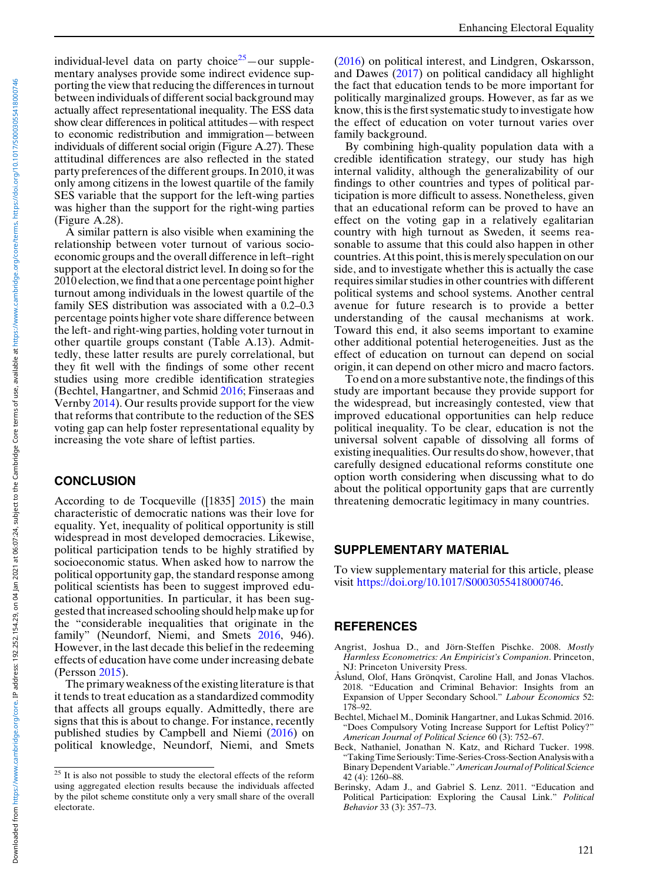individual-level data on party choice[25]—our supplementary analyses provide some indirect evidence supporting the view that reducing the differences in turnout between individuals of different social background may actually affect representational inequality. The ESS data show clear differences in political attitudes—with respect to economic redistribution and immigration—between individuals of different social origin (Figure A.27). These attitudinal differences are also reflected in the stated party preferences of the different groups. In 2010, it was only among citizens in the lowest quartile of the family SES variable that the support for the left-wing parties was higher than the support for the right-wing parties (Figure A.28).

A similar pattern is also visible when examining the relationship between voter turnout of various socioeconomic groups and the overall difference in left–right support at the electoral district level. In doing so for the 2010 election, we find that a one percentage point higher turnout among individuals in the lowest quartile of the family SES distribution was associated with a 0.2–0.3 percentage points higher vote share difference between the left- and right-wing parties, holding voter turnout in other quartile groups constant (Table A.13). Admittedly, these latter results are purely correlational, but they fit well with the findings of some other recent studies using more credible identification strategies (Bechtel, Hangartner, and Schmid 2016; Finseraas and Vernby 2014). Our results provide support for the view that reforms that contribute to the reduction of the SES voting gap can help foster representational equality by increasing the vote share of leftist parties.

## CONCLUSION

According to de Tocqueville ([1835] 2015) the main characteristic of democratic nations was their love for equality. Yet, inequality of political opportunity is still widespread in most developed democracies. Likewise, political participation tends to be highly stratified by socioeconomic status. When asked how to narrow the political opportunity gap, the standard response among political scientists has been to suggest improved educational opportunities. In particular, it has been suggested that increased schooling should help make up for the "considerable inequalities that originate in the family" (Neundorf, Niemi, and Smets 2016, 946). However, in the last decade this belief in the redeeming effects of education have come under increasing debate (Persson 2015).

The primary weakness of the existing literature is that it tends to treat education as a standardized commodity that affects all groups equally. Admittedly, there are signs that this is about to change. For instance, recently published studies by Campbell and Niemi (2016) on political knowledge, Neundorf, Niemi, and Smets (2016) on political interest, and Lindgren, Oskarsson, and Dawes (2017) on political candidacy all highlight the fact that education tends to be more important for politically marginalized groups. However, as far as we know, this is the first systematic study to investigate how the effect of education on voter turnout varies over family background.

By combining high-quality population data with a credible identification strategy, our study has high internal validity, although the generalizability of our findings to other countries and types of political participation is more difficult to assess. Nonetheless, given that an educational reform can be proved to have an effect on the voting gap in a relatively egalitarian country with high turnout as Sweden, it seems reasonable to assume that this could also happen in other countries. At this point, this is merely speculation on our side, and to investigate whether this is actually the case requires similar studies in other countries with different political systems and school systems. Another central avenue for future research is to provide a better understanding of the causal mechanisms at work. Toward this end, it also seems important to examine other additional potential heterogeneities. Just as the effect of education on turnout can depend on social origin, it can depend on other micro and macro factors.

To end on a more substantive note, the findings of this study are important because they provide support for the widespread, but increasingly contested, view that improved educational opportunities can help reduce political inequality. To be clear, education is not the universal solvent capable of dissolving all forms of existing inequalities. Our results do show, however, that carefully designed educational reforms constitute one option worth considering when discussing what to do about the political opportunity gaps that are currently threatening democratic legitimacy in many countries.

## SUPPLEMENTARY MATERIAL

To view supplementary material for this article, please visit https://doi.org/10.1017/S0003055418000746.

## REFERENCES

Angrist, Joshua D., and Jörn-Steffen Pischke. 2008. *Mostly Harmless Econometrics: An Empiricist's Companion*. Princeton, NJ: Princeton University Press.

Åslund, Olof, Hans Grönqvist, Caroline Hall, and Jonas Vlachos. 2018. "Education and Criminal Behavior: Insights from an Expansion of Upper Secondary School." *Labour Economics* 52: 178–92.

Bechtel, Michael M., Dominik Hangartner, and Lukas Schmid. 2016. "Does Compulsory Voting Increase Support for Leftist Policy?" *American Journal of Political Science* 60 (3): 752–67.

Beck, Nathaniel, Jonathan N. Katz, and Richard Tucker. 1998. "Taking Time Seriously: Time-Series-Cross-Section Analysis with a Binary Dependent Variable." *American Journal of Political Science* 42 (4): 1260–88.

Berinsky, Adam J., and Gabriel S. Lenz. 2011. "Education and Political Participation: Exploring the Causal Link." *Political Behavior* 33 (3): 357–73.

[25] It is also not possible to study the electoral effects of the reform using aggregated election results because the individuals affected by the pilot scheme constitute only a very small share of the overall electorate.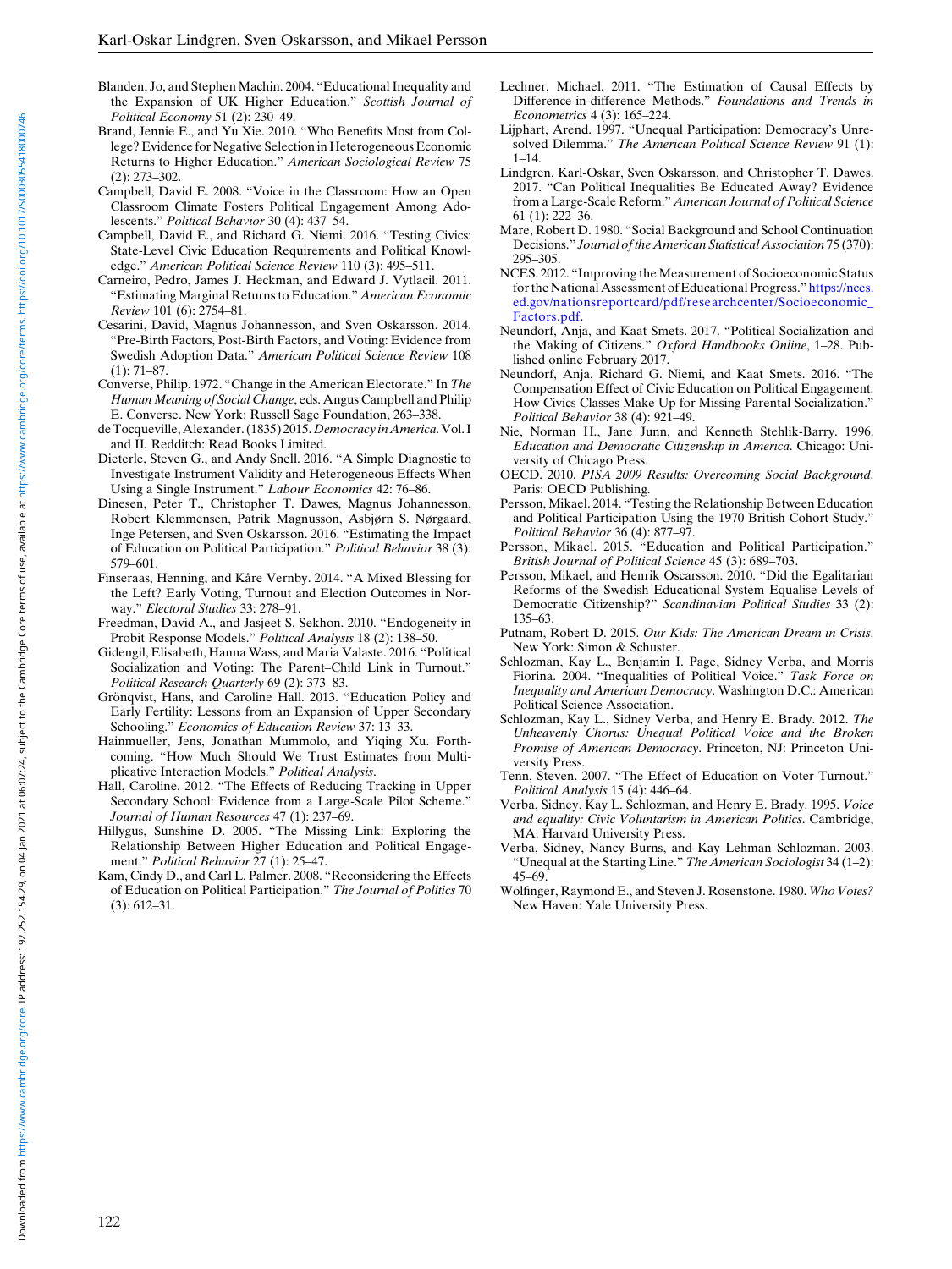Blanden, Jo, and Stephen Machin. 2004. "Educational Inequality and the Expansion of UK Higher Education." *Scottish Journal of Political Economy* 51 (2): 230–49.

Brand, Jennie E., and Yu Xie. 2010. "Who Benefits Most from College? Evidence for Negative Selection in Heterogeneous Economic Returns to Higher Education." *American Sociological Review* 75 (2): 273–302.

Campbell, David E. 2008. "Voice in the Classroom: How an Open Classroom Climate Fosters Political Engagement Among Adolescents." *Political Behavior* 30 (4): 437–54.

Campbell, David E., and Richard G. Niemi. 2016. "Testing Civics: State-Level Civic Education Requirements and Political Knowledge." *American Political Science Review* 110 (3): 495–511.

Carneiro, Pedro, James J. Heckman, and Edward J. Vytlacil. 2011. "Estimating Marginal Returns to Education." *American Economic Review* 101 (6): 2754–81.

Cesarini, David, Magnus Johannesson, and Sven Oskarsson. 2014. "Pre-Birth Factors, Post-Birth Factors, and Voting: Evidence from Swedish Adoption Data." *American Political Science Review* 108 (1): 71–87.

Converse, Philip. 1972. "Change in the American Electorate." In *The Human Meaning of Social Change*, eds. Angus Campbell and Philip E. Converse. New York: Russell Sage Foundation, 263–338.

de Tocqueville, Alexander. (1835) 2015. *Democracy in America*. Vol. I and II. Redditch: Read Books Limited.

Dieterle, Steven G., and Andy Snell. 2016. "A Simple Diagnostic to Investigate Instrument Validity and Heterogeneous Effects When Using a Single Instrument." *Labour Economics* 42: 76–86.

Dinesen, Peter T., Christopher T. Dawes, Magnus Johannesson, Robert Klemmensen, Patrik Magnusson, Asbjørn S. Nørgaard, Inge Petersen, and Sven Oskarsson. 2016. "Estimating the Impact of Education on Political Participation." *Political Behavior* 38 (3): 579–601.

Finseraas, Henning, and Kåre Vernby. 2014. "A Mixed Blessing for the Left? Early Voting, Turnout and Election Outcomes in Norway." *Electoral Studies* 33: 278–91.

Freedman, David A., and Jasjeet S. Sekhon. 2010. "Endogeneity in Probit Response Models." *Political Analysis* 18 (2): 138–50.

Gidengil, Elisabeth, Hanna Wass, and Maria Valaste. 2016. "Political Socialization and Voting: The Parent–Child Link in Turnout." *Political Research Quarterly* 69 (2): 373–83.

Grönqvist, Hans, and Caroline Hall. 2013. "Education Policy and Early Fertility: Lessons from an Expansion of Upper Secondary Schooling." *Economics of Education Review* 37: 13–33.

Hainmueller, Jens, Jonathan Mummolo, and Yiqing Xu. Forthcoming. "How Much Should We Trust Estimates from Multiplicative Interaction Models." *Political Analysis*.

Hall, Caroline. 2012. "The Effects of Reducing Tracking in Upper Secondary School: Evidence from a Large-Scale Pilot Scheme." *Journal of Human Resources* 47 (1): 237–69.

Hillygus, Sunshine D. 2005. "The Missing Link: Exploring the Relationship Between Higher Education and Political Engagement." *Political Behavior* 27 (1): 25–47.

Kam, Cindy D., and Carl L. Palmer. 2008. "Reconsidering the Effects of Education on Political Participation." *The Journal of Politics* 70 (3): 612–31.

Lechner, Michael. 2011. "The Estimation of Causal Effects by Difference-in-difference Methods." *Foundations and Trends in Econometrics* 4 (3): 165–224.

Lijphart, Arend. 1997. "Unequal Participation: Democracy's Unresolved Dilemma." *The American Political Science Review* 91 (1): 1–14.

Lindgren, Karl-Oskar, Sven Oskarsson, and Christopher T. Dawes. 2017. "Can Political Inequalities Be Educated Away? Evidence from a Large-Scale Reform." *American Journal of Political Science* 61 (1): 222–36.

Mare, Robert D. 1980. "Social Background and School Continuation Decisions." *Journal of the American Statistical Association* 75 (370): 295–305.

NCES. 2012. "Improving the Measurement of Socioeconomic Status for the National Assessment of Educational Progress." https://nces.ed.gov/nationsreportcard/pdf/researchcenter/Socioeconomic_Factors.pdf.

Neundorf, Anja, and Kaat Smets. 2017. "Political Socialization and the Making of Citizens." *Oxford Handbooks Online*, 1–28. Published online February 2017.

Neundorf, Anja, Richard G. Niemi, and Kaat Smets. 2016. "The Compensation Effect of Civic Education on Political Engagement: How Civics Classes Make Up for Missing Parental Socialization." *Political Behavior* 38 (4): 921–49.

Nie, Norman H., Jane Junn, and Kenneth Stehlik-Barry. 1996. *Education and Democratic Citizenship in America*. Chicago: University of Chicago Press.

OECD. 2010. *PISA 2009 Results: Overcoming Social Background*. Paris: OECD Publishing.

Persson, Mikael. 2014. "Testing the Relationship Between Education and Political Participation Using the 1970 British Cohort Study." *Political Behavior* 36 (4): 877–97.

Persson, Mikael. 2015. "Education and Political Participation." *British Journal of Political Science* 45 (3): 689–703.

Persson, Mikael, and Henrik Oscarsson. 2010. "Did the Egalitarian Reforms of the Swedish Educational System Equalise Levels of Democratic Citizenship?" *Scandinavian Political Studies* 33 (2): 135–63.

Putnam, Robert D. 2015. *Our Kids: The American Dream in Crisis*. New York: Simon & Schuster.

Schlozman, Kay L., Benjamin I. Page, Sidney Verba, and Morris Fiorina. 2004. "Inequalities of Political Voice." *Task Force on Inequality and American Democracy*. Washington D.C.: American Political Science Association.

Schlozman, Kay L., Sidney Verba, and Henry E. Brady. 2012. *The Unheavenly Chorus: Unequal Political Voice and the Broken Promise of American Democracy*. Princeton, NJ: Princeton University Press.

Tenn, Steven. 2007. "The Effect of Education on Voter Turnout." *Political Analysis* 15 (4): 446–64.

Verba, Sidney, Kay L. Schlozman, and Henry E. Brady. 1995. *Voice and equality: Civic Voluntarism in American Politics*. Cambridge, MA: Harvard University Press.

Verba, Sidney, Nancy Burns, and Kay Lehman Schlozman. 2003. "Unequal at the Starting Line." *The American Sociologist* 34 (1–2): 45–69.

Wolfinger, Raymond E., and Steven J. Rosenstone. 1980. *Who Votes?* New Haven: Yale University Press.